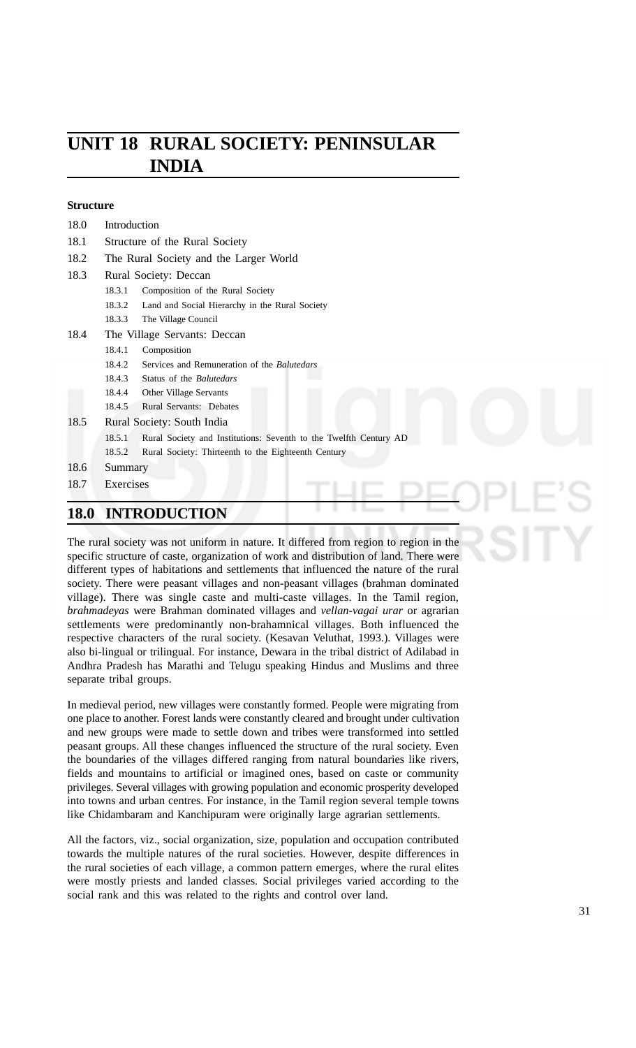# UNIT 18 RURAL SOCIETY: PENINSULAR INDIA

**Structure**

18.0 Introduction

18.1 Structure of the Rural Society

18.2 The Rural Society and the Larger World

18.3 Rural Society: Deccan

- 18.3.1 Composition of the Rural Society
- 18.3.2 Land and Social Hierarchy in the Rural Society
- 18.3.3 The Village Council

18.4 The Village Servants: Deccan

- 18.4.1 Composition
- 18.4.2 Services and Remuneration of the *Balutedars*
- 18.4.3 Status of the *Balutedars*
- 18.4.4 Other Village Servants
- 18.4.5 Rural Servants: Debates

18.5 Rural Society: South India

- 18.5.1 Rural Society and Institutions: Seventh to the Twelfth Century AD
- 18.5.2 Rural Society: Thirteenth to the Eighteenth Century

18.6 Summary

18.7 Exercises

## 18.0 INTRODUCTION

The rural society was not uniform in nature. It differed from region to region in the specific structure of caste, organization of work and distribution of land. There were different types of habitations and settlements that influenced the nature of the rural society. There were peasant villages and non-peasant villages (brahman dominated village). There was single caste and multi-caste villages. In the Tamil region, *brahmadeyas* were Brahman dominated villages and *vellan-vagai urar* or agrarian settlements were predominantly non-brahamnical villages. Both influenced the respective characters of the rural society. (Kesavan Veluthat, 1993.). Villages were also bi-lingual or trilingual. For instance, Dewara in the tribal district of Adilabad in Andhra Pradesh has Marathi and Telugu speaking Hindus and Muslims and three separate tribal groups.

In medieval period, new villages were constantly formed. People were migrating from one place to another. Forest lands were constantly cleared and brought under cultivation and new groups were made to settle down and tribes were transformed into settled peasant groups. All these changes influenced the structure of the rural society. Even the boundaries of the villages differed ranging from natural boundaries like rivers, fields and mountains to artificial or imagined ones, based on caste or community privileges. Several villages with growing population and economic prosperity developed into towns and urban centres. For instance, in the Tamil region several temple towns like Chidambaram and Kanchipuram were originally large agrarian settlements.

All the factors, viz., social organization, size, population and occupation contributed towards the multiple natures of the rural societies. However, despite differences in the rural societies of each village, a common pattern emerges, where the rural elites were mostly priests and landed classes. Social privileges varied according to the social rank and this was related to the rights and control over land.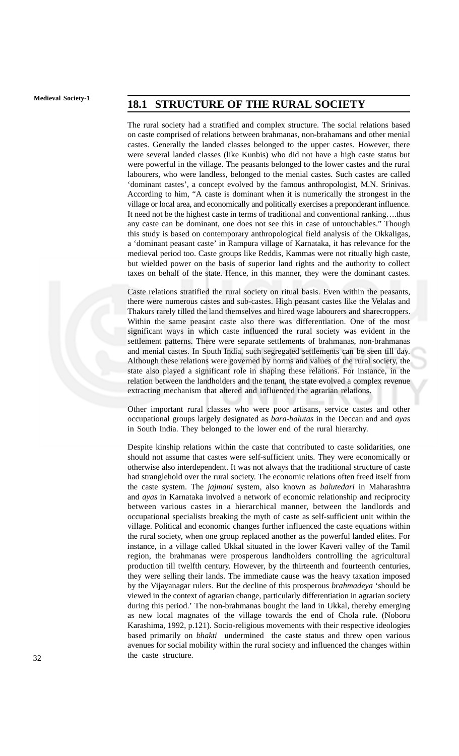## 18.1 STRUCTURE OF THE RURAL SOCIETY

The rural society had a stratified and complex structure. The social relations based on caste comprised of relations between brahmanas, non-brahamans and other menial castes. Generally the landed classes belonged to the upper castes. However, there were several landed classes (like Kunbis) who did not have a high caste status but were powerful in the village. The peasants belonged to the lower castes and the rural labourers, who were landless, belonged to the menial castes. Such castes are called 'dominant castes', a concept evolved by the famous anthropologist, M.N. Srinivas. According to him, "A caste is dominant when it is numerically the strongest in the village or local area, and economically and politically exercises a preponderant influence. It need not be the highest caste in terms of traditional and conventional ranking….thus any caste can be dominant, one does not see this in case of untouchables." Though this study is based on contemporary anthropological field analysis of the Okkaligas, a 'dominant peasant caste' in Rampura village of Karnataka, it has relevance for the medieval period too. Caste groups like Reddis, Kammas were not ritually high caste, but wielded power on the basis of superior land rights and the authority to collect taxes on behalf of the state. Hence, in this manner, they were the dominant castes.

Caste relations stratified the rural society on ritual basis. Even within the peasants, there were numerous castes and sub-castes. High peasant castes like the Velalas and Thakurs rarely tilled the land themselves and hired wage labourers and sharecroppers. Within the same peasant caste also there was differentiation. One of the most significant ways in which caste influenced the rural society was evident in the settlement patterns. There were separate settlements of brahmanas, non-brahmanas and menial castes. In South India, such segregated settlements can be seen till day. Although these relations were governed by norms and values of the rural society, the state also played a significant role in shaping these relations. For instance, in the relation between the landholders and the tenant, the state evolved a complex revenue extracting mechanism that altered and influenced the agrarian relations.

Other important rural classes who were poor artisans, service castes and other occupational groups largely designated as *bara-balutas* in the Deccan and and *ayas* in South India. They belonged to the lower end of the rural hierarchy.

Despite kinship relations within the caste that contributed to caste solidarities, one should not assume that castes were self-sufficient units. They were economically or otherwise also interdependent. It was not always that the traditional structure of caste had stranglehold over the rural society. The economic relations often freed itself from the caste system. The *jajmani* system, also known as *balutedari* in Maharashtra and *ayas* in Karnataka involved a network of economic relationship and reciprocity between various castes in a hierarchical manner, between the landlords and occupational specialists breaking the myth of caste as self-sufficient unit within the village. Political and economic changes further influenced the caste equations within the rural society, when one group replaced another as the powerful landed elites. For instance, in a village called Ukkal situated in the lower Kaveri valley of the Tamil region, the brahmanas were prosperous landholders controlling the agricultural production till twelfth century. However, by the thirteenth and fourteenth centuries, they were selling their lands. The immediate cause was the heavy taxation imposed by the Vijayanagar rulers. But the decline of this prosperous *brahmadeya* 'should be viewed in the context of agrarian change, particularly differentiation in agrarian society during this period.' The non-brahmanas bought the land in Ukkal, thereby emerging as new local magnates of the village towards the end of Chola rule. (Noboru Karashima, 1992, p.121). Socio-religious movements with their respective ideologies based primarily on *bhakti* undermined the caste status and threw open various avenues for social mobility within the rural society and influenced the changes within the caste structure.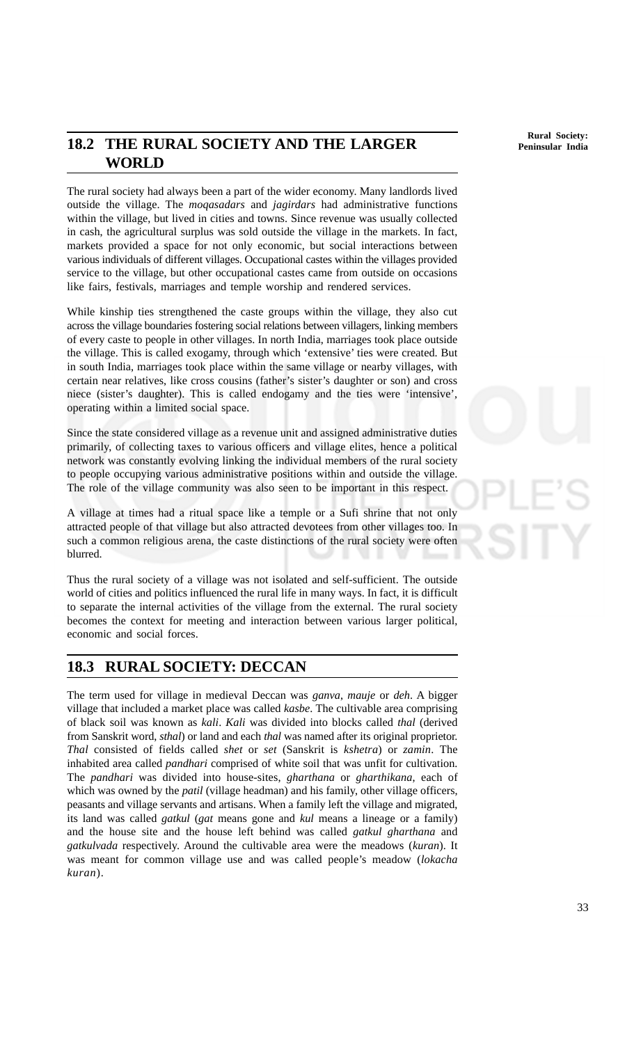## 18.2 THE RURAL SOCIETY AND THE LARGER WORLD

The rural society had always been a part of the wider economy. Many landlords lived outside the village. The *moqasadars* and *jagirdars* had administrative functions within the village, but lived in cities and towns. Since revenue was usually collected in cash, the agricultural surplus was sold outside the village in the markets. In fact, markets provided a space for not only economic, but social interactions between various individuals of different villages. Occupational castes within the villages provided service to the village, but other occupational castes came from outside on occasions like fairs, festivals, marriages and temple worship and rendered services.

While kinship ties strengthened the caste groups within the village, they also cut across the village boundaries fostering social relations between villagers, linking members of every caste to people in other villages. In north India, marriages took place outside the village. This is called exogamy, through which 'extensive' ties were created. But in south India, marriages took place within the same village or nearby villages, with certain near relatives, like cross cousins (father's sister's daughter or son) and cross niece (sister's daughter). This is called endogamy and the ties were 'intensive', operating within a limited social space.

Since the state considered village as a revenue unit and assigned administrative duties primarily, of collecting taxes to various officers and village elites, hence a political network was constantly evolving linking the individual members of the rural society to people occupying various administrative positions within and outside the village. The role of the village community was also seen to be important in this respect.

A village at times had a ritual space like a temple or a Sufi shrine that not only attracted people of that village but also attracted devotees from other villages too. In such a common religious arena, the caste distinctions of the rural society were often blurred.

Thus the rural society of a village was not isolated and self-sufficient. The outside world of cities and politics influenced the rural life in many ways. In fact, it is difficult to separate the internal activities of the village from the external. The rural society becomes the context for meeting and interaction between various larger political, economic and social forces.

## 18.3 RURAL SOCIETY: DECCAN

The term used for village in medieval Deccan was *ganva*, *mauje* or *deh*. A bigger village that included a market place was called *kasbe*. The cultivable area comprising of black soil was known as *kali*. *Kali* was divided into blocks called *thal* (derived from Sanskrit word, *sthal*) or land and each *thal* was named after its original proprietor. *Thal* consisted of fields called *shet* or *set* (Sanskrit is *kshetra*) or *zamin*. The inhabited area called *pandhari* comprised of white soil that was unfit for cultivation. The *pandhari* was divided into house-sites, *gharthana* or *gharthikana*, each of which was owned by the *patil* (village headman) and his family, other village officers, peasants and village servants and artisans. When a family left the village and migrated, its land was called *gatkul* (*gat* means gone and *kul* means a lineage or a family) and the house site and the house left behind was called *gatkul gharthana* and *gatkulvada* respectively. Around the cultivable area were the meadows (*kuran*). It was meant for common village use and was called people's meadow (*lokacha kuran*).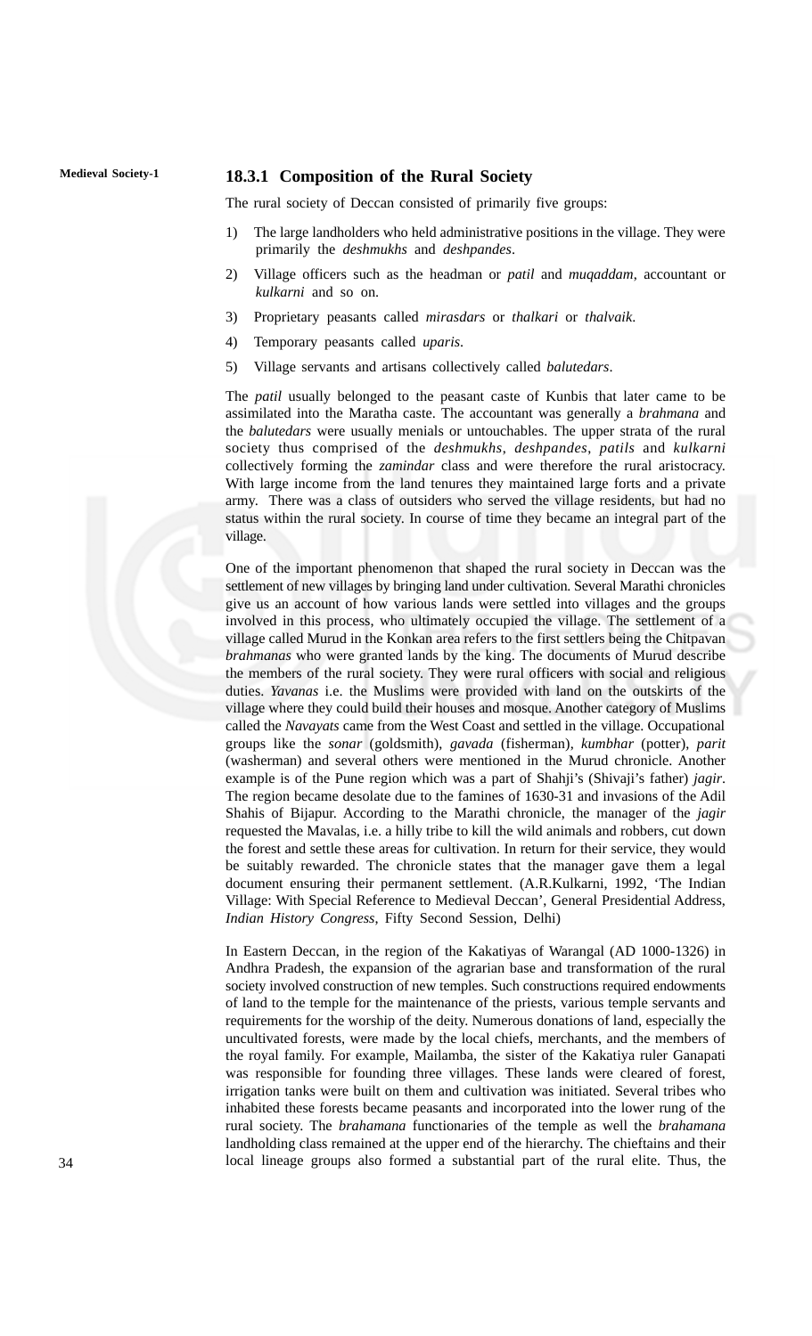### 18.3.1 Composition of the Rural Society

The rural society of Deccan consisted of primarily five groups:

1) The large landholders who held administrative positions in the village. They were primarily the *deshmukhs* and *deshpandes*.
2) Village officers such as the headman or *patil* and *muqaddam*, accountant or *kulkarni* and so on.
3) Proprietary peasants called *mirasdars* or *thalkari* or *thalvaik*.
4) Temporary peasants called *uparis.*
5) Village servants and artisans collectively called *balutedars*.

The *patil* usually belonged to the peasant caste of Kunbis that later came to be assimilated into the Maratha caste. The accountant was generally a *brahmana* and the *balutedars* were usually menials or untouchables. The upper strata of the rural society thus comprised of the *deshmukhs*, *deshpandes*, *patils* and *kulkarni* collectively forming the *zamindar* class and were therefore the rural aristocracy. With large income from the land tenures they maintained large forts and a private army. There was a class of outsiders who served the village residents, but had no status within the rural society. In course of time they became an integral part of the village.

One of the important phenomenon that shaped the rural society in Deccan was the settlement of new villages by bringing land under cultivation. Several Marathi chronicles give us an account of how various lands were settled into villages and the groups involved in this process, who ultimately occupied the village. The settlement of a village called Murud in the Konkan area refers to the first settlers being the Chitpavan *brahmanas* who were granted lands by the king. The documents of Murud describe the members of the rural society. They were rural officers with social and religious duties. *Yavanas* i.e. the Muslims were provided with land on the outskirts of the village where they could build their houses and mosque. Another category of Muslims called the *Navayats* came from the West Coast and settled in the village. Occupational groups like the *sonar* (goldsmith), *gavada* (fisherman), *kumbhar* (potter), *parit* (washerman) and several others were mentioned in the Murud chronicle. Another example is of the Pune region which was a part of Shahji's (Shivaji's father) *jagir*. The region became desolate due to the famines of 1630-31 and invasions of the Adil Shahis of Bijapur. According to the Marathi chronicle, the manager of the *jagir* requested the Mavalas, i.e. a hilly tribe to kill the wild animals and robbers, cut down the forest and settle these areas for cultivation. In return for their service, they would be suitably rewarded. The chronicle states that the manager gave them a legal document ensuring their permanent settlement. (A.R.Kulkarni, 1992, 'The Indian Village: With Special Reference to Medieval Deccan', General Presidential Address, *Indian History Congress*, Fifty Second Session, Delhi)

In Eastern Deccan, in the region of the Kakatiyas of Warangal (AD 1000-1326) in Andhra Pradesh, the expansion of the agrarian base and transformation of the rural society involved construction of new temples. Such constructions required endowments of land to the temple for the maintenance of the priests, various temple servants and requirements for the worship of the deity. Numerous donations of land, especially the uncultivated forests, were made by the local chiefs, merchants, and the members of the royal family. For example, Mailamba, the sister of the Kakatiya ruler Ganapati was responsible for founding three villages. These lands were cleared of forest, irrigation tanks were built on them and cultivation was initiated. Several tribes who inhabited these forests became peasants and incorporated into the lower rung of the rural society. The *brahamana* functionaries of the temple as well the *brahamana* landholding class remained at the upper end of the hierarchy. The chieftains and their local lineage groups also formed a substantial part of the rural elite. Thus, the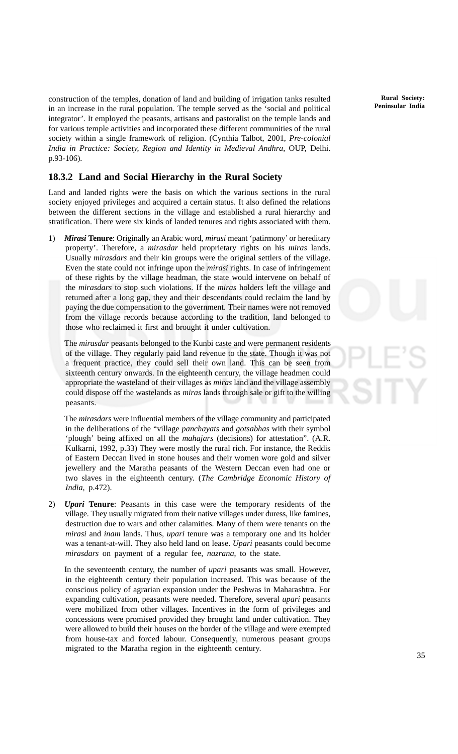construction of the temples, donation of land and building of irrigation tanks resulted in an increase in the rural population. The temple served as the 'social and political integrator'. It employed the peasants, artisans and pastoralist on the temple lands and for various temple activities and incorporated these different communities of the rural society within a single framework of religion. (Cynthia Talbot, 2001, *Pre-colonial India in Practice: Society, Region and Identity in Medieval Andhra*, OUP, Delhi. p.93-106).

### 18.3.2 Land and Social Hierarchy in the Rural Society

Land and landed rights were the basis on which the various sections in the rural society enjoyed privileges and acquired a certain status. It also defined the relations between the different sections in the village and established a rural hierarchy and stratification. There were six kinds of landed tenures and rights associated with them.

1) ***Mirasi* Tenure**: Originally an Arabic word, *mirasi* meant 'patirmony' or hereditary property'. Therefore, a *mirasdar* held proprietary rights on his *miras* lands. Usually *mirasdars* and their kin groups were the original settlers of the village. Even the state could not infringe upon the *mirasi* rights. In case of infringement of these rights by the village headman, the state would intervene on behalf of the *mirasdars* to stop such violations. If the *miras* holders left the village and returned after a long gap, they and their descendants could reclaim the land by paying the due compensation to the government. Their names were not removed from the village records because according to the tradition, land belonged to those who reclaimed it first and brought it under cultivation.

   The *mirasdar* peasants belonged to the Kunbi caste and were permanent residents of the village. They regularly paid land revenue to the state. Though it was not a frequent practice, they could sell their own land. This can be seen from sixteenth century onwards. In the eighteenth century, the village headmen could appropriate the wasteland of their villages as *miras* land and the village assembly could dispose off the wastelands as *miras* lands through sale or gift to the willing peasants.

   The *mirasdars* were influential members of the village community and participated in the deliberations of the "village *panchayats* and *gotsabhas* with their symbol 'plough' being affixed on all the *mahajars* (decisions) for attestation". (A.R. Kulkarni, 1992, p.33) They were mostly the rural rich. For instance, the Reddis of Eastern Deccan lived in stone houses and their women wore gold and silver jewellery and the Maratha peasants of the Western Deccan even had one or two slaves in the eighteenth century. (*The Cambridge Economic History of India*, p.472).

2) ***Upari* Tenure**: Peasants in this case were the temporary residents of the village. They usually migrated from their native villages under duress, like famines, destruction due to wars and other calamities. Many of them were tenants on the *mirasi* and *inam* lands. Thus, *upari* tenure was a temporary one and its holder was a tenant-at-will. They also held land on lease. *Upari* peasants could become *mirasdars* on payment of a regular fee, *nazrana*, to the state.

   In the seventeenth century, the number of *upari* peasants was small. However, in the eighteenth century their population increased. This was because of the conscious policy of agrarian expansion under the Peshwas in Maharashtra. For expanding cultivation, peasants were needed. Therefore, several *upari* peasants were mobilized from other villages. Incentives in the form of privileges and concessions were promised provided they brought land under cultivation. They were allowed to build their houses on the border of the village and were exempted from house-tax and forced labour. Consequently, numerous peasant groups migrated to the Maratha region in the eighteenth century.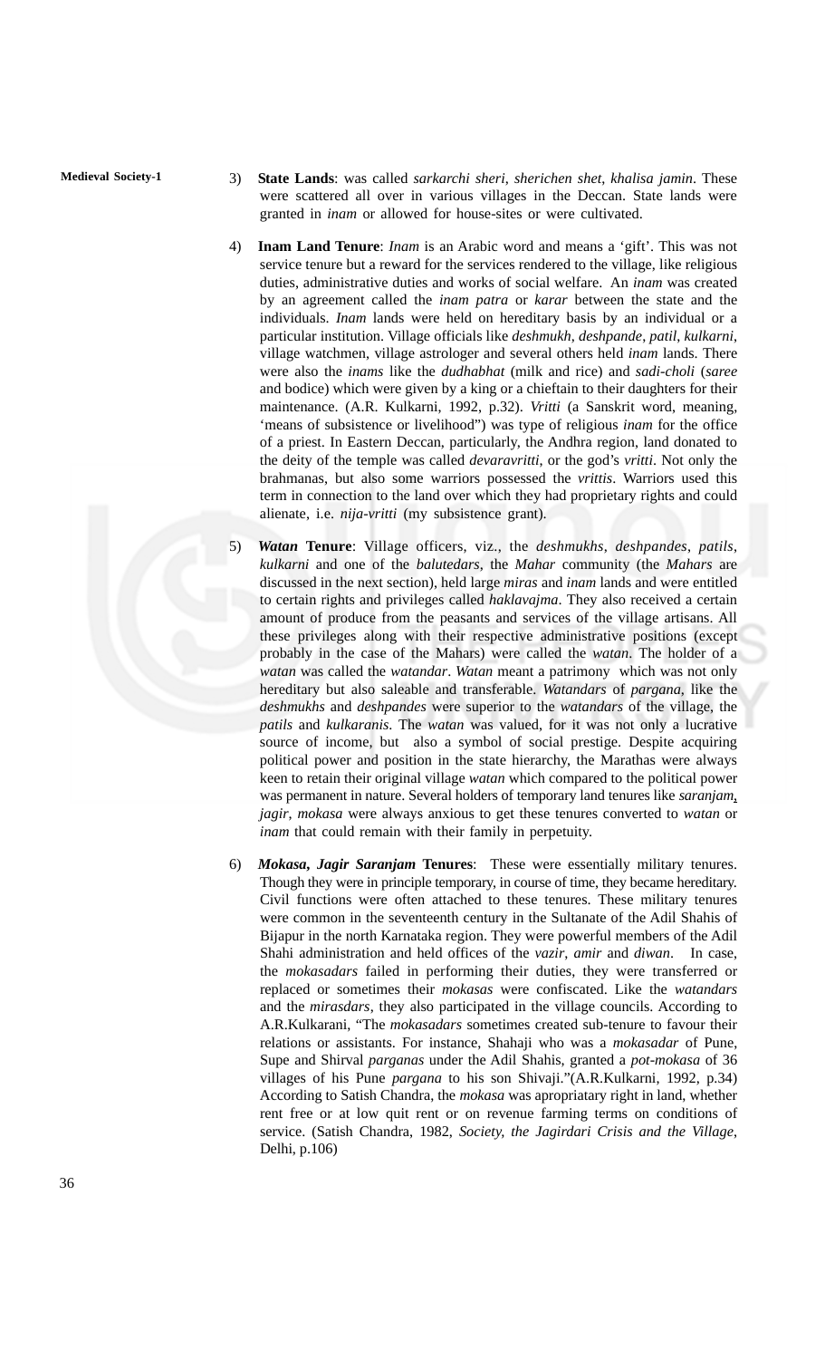3) **State Lands**: was called *sarkarchi sheri*, *sherichen shet*, *khalisa jamin*. These were scattered all over in various villages in the Deccan. State lands were granted in *inam* or allowed for house-sites or were cultivated.

4) **Inam Land Tenure**: *Inam* is an Arabic word and means a 'gift'. This was not service tenure but a reward for the services rendered to the village, like religious duties, administrative duties and works of social welfare. An *inam* was created by an agreement called the *inam patra* or *karar* between the state and the individuals. *Inam* lands were held on hereditary basis by an individual or a particular institution. Village officials like *deshmukh*, *deshpande*, *patil*, *kulkarni*, village watchmen, village astrologer and several others held *inam* lands. There were also the *inams* like the *dudhabhat* (milk and rice) and *sadi-choli* (*saree* and bodice) which were given by a king or a chieftain to their daughters for their maintenance. (A.R. Kulkarni, 1992, p.32). *Vritti* (a Sanskrit word, meaning, 'means of subsistence or livelihood") was type of religious *inam* for the office of a priest. In Eastern Deccan, particularly, the Andhra region, land donated to the deity of the temple was called *devaravritti*, or the god's *vritti*. Not only the brahmanas, but also some warriors possessed the *vrittis*. Warriors used this term in connection to the land over which they had proprietary rights and could alienate, i.e. *nija-vritti* (my subsistence grant).

5) ***Watan* Tenure**: Village officers, viz., the *deshmukhs*, *deshpandes*, *patils*, *kulkarni* and one of the *balutedars*, the *Mahar* community (the *Mahars* are discussed in the next section), held large *miras* and *inam* lands and were entitled to certain rights and privileges called *haklavajma*. They also received a certain amount of produce from the peasants and services of the village artisans. All these privileges along with their respective administrative positions (except probably in the case of the Mahars) were called the *watan*. The holder of a *watan* was called the *watandar*. *Watan* meant a patrimony which was not only hereditary but also saleable and transferable. *Watandars* of *pargana*, like the *deshmukhs* and *deshpandes* were superior to the *watandars* of the village, the *patils* and *kulkaranis*. The *watan* was valued, for it was not only a lucrative source of income, but also a symbol of social prestige. Despite acquiring political power and position in the state hierarchy, the Marathas were always keen to retain their original village *watan* which compared to the political power was permanent in nature. Several holders of temporary land tenures like *saranjam*, *jagir*, *mokasa* were always anxious to get these tenures converted to *watan* or *inam* that could remain with their family in perpetuity.

6) ***Mokasa*, *Jagir Saranjam* Tenures**: These were essentially military tenures. Though they were in principle temporary, in course of time, they became hereditary. Civil functions were often attached to these tenures. These military tenures were common in the seventeenth century in the Sultanate of the Adil Shahis of Bijapur in the north Karnataka region. They were powerful members of the Adil Shahi administration and held offices of the *vazir*, *amir* and *diwan*. In case, the *mokasadars* failed in performing their duties, they were transferred or replaced or sometimes their *mokasas* were confiscated. Like the *watandars* and the *mirasdars*, they also participated in the village councils. According to A.R.Kulkarani, "The *mokasadars* sometimes created sub-tenure to favour their relations or assistants. For instance, Shahaji who was a *mokasadar* of Pune, Supe and Shirval *parganas* under the Adil Shahis, granted a *pot-mokasa* of 36 villages of his Pune *pargana* to his son Shivaji."(A.R.Kulkarni, 1992, p.34) According to Satish Chandra, the *mokasa* was apropriatary right in land, whether rent free or at low quit rent or on revenue farming terms on conditions of service. (Satish Chandra, 1982, *Society, the Jagirdari Crisis and the Village*, Delhi, p.106)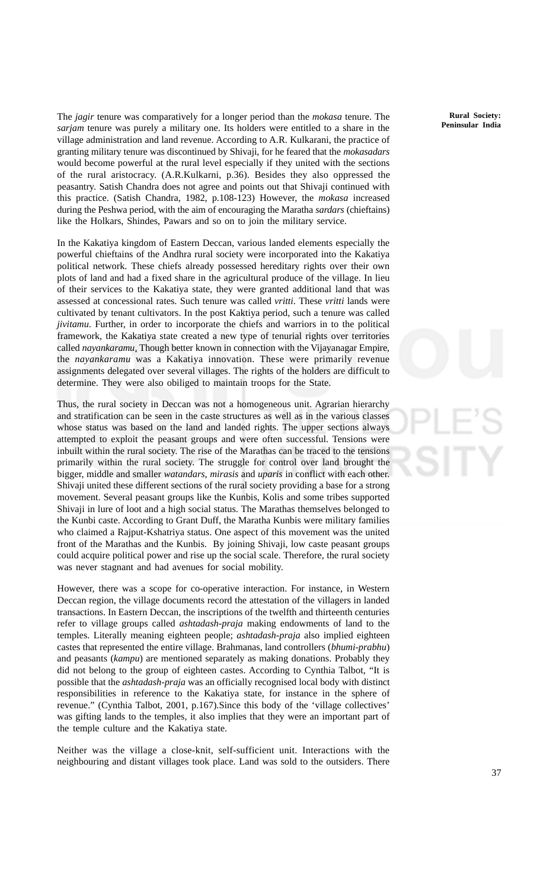The *jagir* tenure was comparatively for a longer period than the *mokasa* tenure. The *sarjam* tenure was purely a military one. Its holders were entitled to a share in the village administration and land revenue. According to A.R. Kulkarani, the practice of granting military tenure was discontinued by Shivaji, for he feared that the *mokasadars* would become powerful at the rural level especially if they united with the sections of the rural aristocracy. (A.R.Kulkarni, p.36). Besides they also oppressed the peasantry. Satish Chandra does not agree and points out that Shivaji continued with this practice. (Satish Chandra, 1982, p.108-123) However, the *mokasa* increased during the Peshwa period, with the aim of encouraging the Maratha *sardars* (chieftains) like the Holkars, Shindes, Pawars and so on to join the military service.

In the Kakatiya kingdom of Eastern Deccan, various landed elements especially the powerful chieftains of the Andhra rural society were incorporated into the Kakatiya political network. These chiefs already possessed hereditary rights over their own plots of land and had a fixed share in the agricultural produce of the village. In lieu of their services to the Kakatiya state, they were granted additional land that was assessed at concessional rates. Such tenure was called *vritti*. These *vritti* lands were cultivated by tenant cultivators. In the post Kaktiya period, such a tenure was called *jivitamu*. Further, in order to incorporate the chiefs and warriors in to the political framework, the Kakatiya state created a new type of tenurial rights over territories called *nayankaramu*. Though better known in connection with the Vijayanagar Empire, the *nayankaramu* was a Kakatiya innovation. These were primarily revenue assignments delegated over several villages. The rights of the holders are difficult to determine. They were also obiliged to maintain troops for the State.

Thus, the rural society in Deccan was not a homogeneous unit. Agrarian hierarchy and stratification can be seen in the caste structures as well as in the various classes whose status was based on the land and landed rights. The upper sections always attempted to exploit the peasant groups and were often successful. Tensions were inbuilt within the rural society. The rise of the Marathas can be traced to the tensions primarily within the rural society. The struggle for control over land brought the bigger, middle and smaller *watandars, mirasis* and *uparis* in conflict with each other. Shivaji united these different sections of the rural society providing a base for a strong movement. Several peasant groups like the Kunbis, Kolis and some tribes supported Shivaji in lure of loot and a high social status. The Marathas themselves belonged to the Kunbi caste. According to Grant Duff, the Maratha Kunbis were military families who claimed a Rajput-Kshatriya status. One aspect of this movement was the united front of the Marathas and the Kunbis. By joining Shivaji, low caste peasant groups could acquire political power and rise up the social scale. Therefore, the rural society was never stagnant and had avenues for social mobility.

However, there was a scope for co-operative interaction. For instance, in Western Deccan region, the village documents record the attestation of the villagers in landed transactions. In Eastern Deccan, the inscriptions of the twelfth and thirteenth centuries refer to village groups called *ashtadash-praja* making endowments of land to the temples. Literally meaning eighteen people; *ashtadash-praja* also implied eighteen castes that represented the entire village. Brahmanas, land controllers (*bhumi-prabhu*) and peasants (*kampu*) are mentioned separately as making donations. Probably they did not belong to the group of eighteen castes. According to Cynthia Talbot, "It is possible that the *ashtadash-praja* was an officially recognised local body with distinct responsibilities in reference to the Kakatiya state, for instance in the sphere of revenue." (Cynthia Talbot, 2001, p.167).Since this body of the 'village collectives' was gifting lands to the temples, it also implies that they were an important part of the temple culture and the Kakatiya state.

Neither was the village a close-knit, self-sufficient unit. Interactions with the neighbouring and distant villages took place. Land was sold to the outsiders. There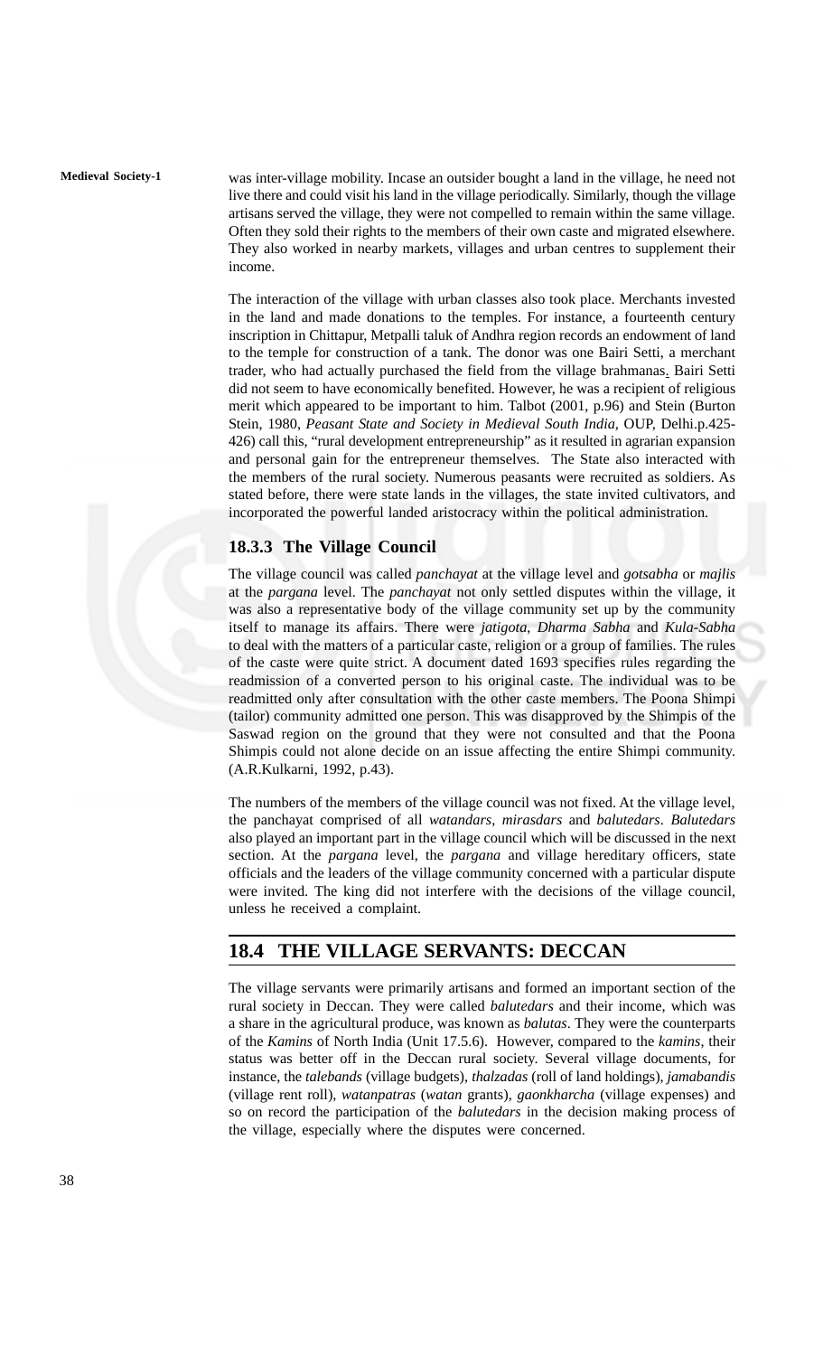was inter-village mobility. Incase an outsider bought a land in the village, he need not live there and could visit his land in the village periodically. Similarly, though the village artisans served the village, they were not compelled to remain within the same village. Often they sold their rights to the members of their own caste and migrated elsewhere. They also worked in nearby markets, villages and urban centres to supplement their income.

The interaction of the village with urban classes also took place. Merchants invested in the land and made donations to the temples. For instance, a fourteenth century inscription in Chittapur, Metpalli taluk of Andhra region records an endowment of land to the temple for construction of a tank. The donor was one Bairi Setti, a merchant trader, who had actually purchased the field from the village brahmanas. Bairi Setti did not seem to have economically benefited. However, he was a recipient of religious merit which appeared to be important to him. Talbot (2001, p.96) and Stein (Burton Stein, 1980, *Peasant State and Society in Medieval South India*, OUP, Delhi.p.425-426) call this, "rural development entrepreneurship" as it resulted in agrarian expansion and personal gain for the entrepreneur themselves. The State also interacted with the members of the rural society. Numerous peasants were recruited as soldiers. As stated before, there were state lands in the villages, the state invited cultivators, and incorporated the powerful landed aristocracy within the political administration.

### 18.3.3 The Village Council

The village council was called *panchayat* at the village level and *gotsabha* or *majlis* at the *pargana* level. The *panchayat* not only settled disputes within the village, it was also a representative body of the village community set up by the community itself to manage its affairs. There were *jatigota*, *Dharma Sabha* and *Kula-Sabha* to deal with the matters of a particular caste, religion or a group of families. The rules of the caste were quite strict. A document dated 1693 specifies rules regarding the readmission of a converted person to his original caste. The individual was to be readmitted only after consultation with the other caste members. The Poona Shimpi (tailor) community admitted one person. This was disapproved by the Shimpis of the Saswad region on the ground that they were not consulted and that the Poona Shimpis could not alone decide on an issue affecting the entire Shimpi community. (A.R.Kulkarni, 1992, p.43).

The numbers of the members of the village council was not fixed. At the village level, the panchayat comprised of all *watandars*, *mirasdars* and *balutedars*. *Balutedars* also played an important part in the village council which will be discussed in the next section. At the *pargana* level, the *pargana* and village hereditary officers, state officials and the leaders of the village community concerned with a particular dispute were invited. The king did not interfere with the decisions of the village council, unless he received a complaint.

## 18.4 THE VILLAGE SERVANTS: DECCAN

The village servants were primarily artisans and formed an important section of the rural society in Deccan. They were called *balutedars* and their income, which was a share in the agricultural produce, was known as *balutas*. They were the counterparts of the *Kamins* of North India (Unit 17.5.6). However, compared to the *kamins*, their status was better off in the Deccan rural society. Several village documents, for instance, the *talebands* (village budgets), *thalzadas* (roll of land holdings), *jamabandis* (village rent roll), *watanpatras* (*watan* grants), *gaonkharcha* (village expenses) and so on record the participation of the *balutedars* in the decision making process of the village, especially where the disputes were concerned.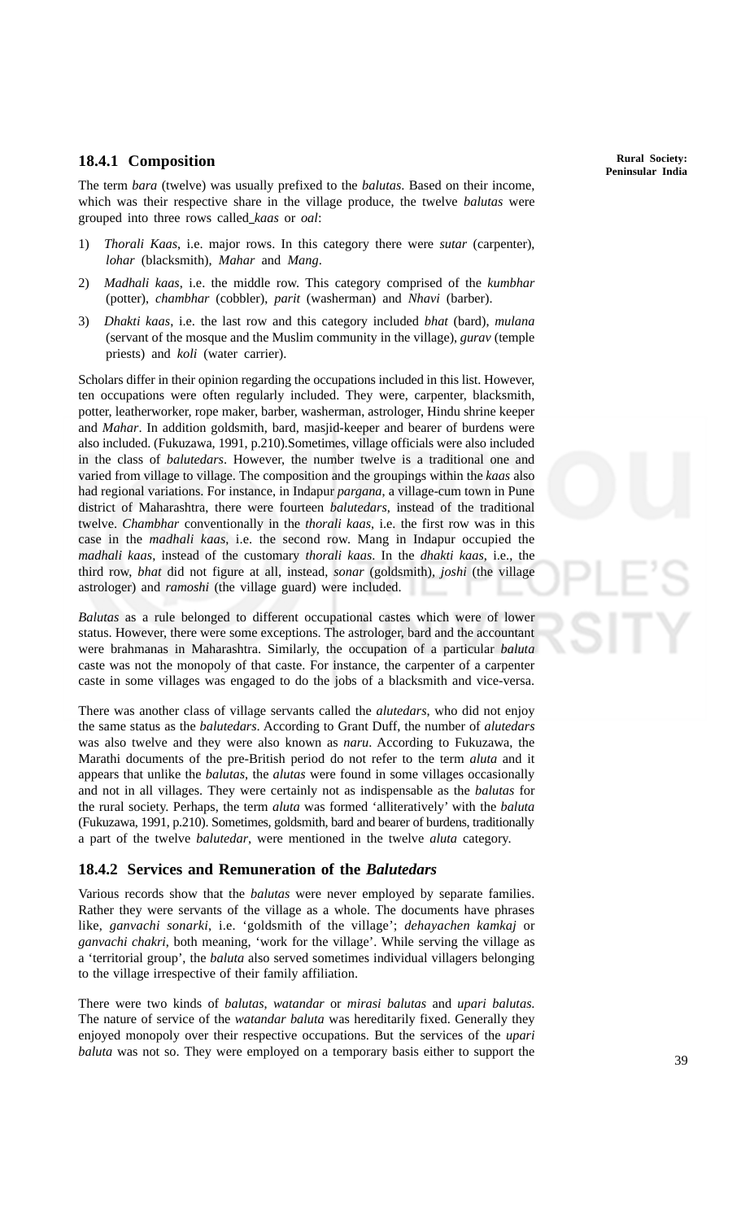### 18.4.1 Composition

The term *bara* (twelve) was usually prefixed to the *balutas*. Based on their income, which was their respective share in the village produce, the twelve *balutas* were grouped into three rows called *kaas* or *oal*:

1) *Thorali Kaas*, i.e. major rows. In this category there were *sutar* (carpenter), *lohar* (blacksmith), *Mahar* and *Mang*.

2) *Madhali kaas*, i.e. the middle row. This category comprised of the *kumbhar* (potter), *chambhar* (cobbler), *parit* (washerman) and *Nhavi* (barber).

3) *Dhakti kaas*, i.e. the last row and this category included *bhat* (bard), *mulana* (servant of the mosque and the Muslim community in the village), *gurav* (temple priests) and *koli* (water carrier).

Scholars differ in their opinion regarding the occupations included in this list. However, ten occupations were often regularly included. They were, carpenter, blacksmith, potter, leatherworker, rope maker, barber, washerman, astrologer, Hindu shrine keeper and *Mahar*. In addition goldsmith, bard, masjid-keeper and bearer of burdens were also included. (Fukuzawa, 1991, p.210).Sometimes, village officials were also included in the class of *balutedars*. However, the number twelve is a traditional one and varied from village to village. The composition and the groupings within the *kaas* also had regional variations. For instance, in Indapur *pargana*, a village-cum town in Pune district of Maharashtra, there were fourteen *balutedars*, instead of the traditional twelve. *Chambhar* conventionally in the *thorali kaas*, i.e. the first row was in this case in the *madhali kaas*, i.e. the second row. Mang in Indapur occupied the *madhali kaas*, instead of the customary *thorali kaas*. In the *dhakti kaas*, i.e., the third row, *bhat* did not figure at all, instead, *sonar* (goldsmith), *joshi* (the village astrologer) and *ramoshi* (the village guard) were included.

*Balutas* as a rule belonged to different occupational castes which were of lower status. However, there were some exceptions. The astrologer, bard and the accountant were brahmanas in Maharashtra. Similarly, the occupation of a particular *baluta* caste was not the monopoly of that caste. For instance, the carpenter of a carpenter caste in some villages was engaged to do the jobs of a blacksmith and vice-versa.

There was another class of village servants called the *alutedars*, who did not enjoy the same status as the *balutedars*. According to Grant Duff, the number of *alutedars* was also twelve and they were also known as *naru*. According to Fukuzawa, the Marathi documents of the pre-British period do not refer to the term *aluta* and it appears that unlike the *balutas*, the *alutas* were found in some villages occasionally and not in all villages. They were certainly not as indispensable as the *balutas* for the rural society. Perhaps, the term *aluta* was formed 'alliteratively' with the *baluta* (Fukuzawa, 1991, p.210). Sometimes, goldsmith, bard and bearer of burdens, traditionally a part of the twelve *balutedar*, were mentioned in the twelve *aluta* category.

### 18.4.2 Services and Remuneration of the *Balutedars*

Various records show that the *balutas* were never employed by separate families. Rather they were servants of the village as a whole. The documents have phrases like, *ganvachi sonarki*, i.e. 'goldsmith of the village'; *dehayachen kamkaj* or *ganvachi chakri*, both meaning, 'work for the village'. While serving the village as a 'territorial group', the *baluta* also served sometimes individual villagers belonging to the village irrespective of their family affiliation.

There were two kinds of *balutas*, *watandar* or *mirasi balutas* and *upari balutas*. The nature of service of the *watandar baluta* was hereditarily fixed. Generally they enjoyed monopoly over their respective occupations. But the services of the *upari baluta* was not so. They were employed on a temporary basis either to support the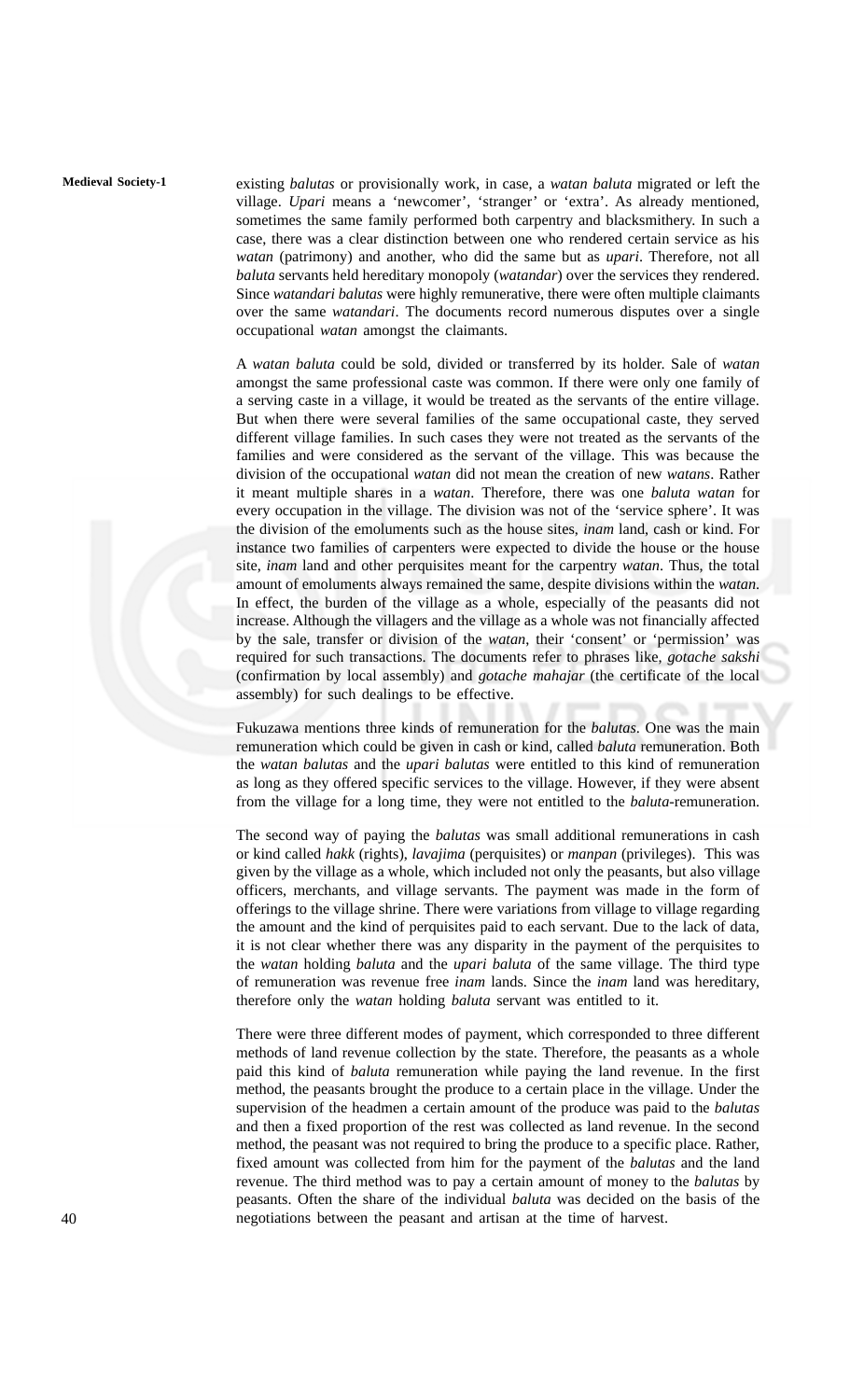existing *balutas* or provisionally work, in case, a *watan baluta* migrated or left the village. *Upari* means a 'newcomer', 'stranger' or 'extra'. As already mentioned, sometimes the same family performed both carpentry and blacksmithery. In such a case, there was a clear distinction between one who rendered certain service as his *watan* (patrimony) and another, who did the same but as *upari*. Therefore, not all *baluta* servants held hereditary monopoly (*watandar*) over the services they rendered. Since *watandari balutas* were highly remunerative, there were often multiple claimants over the same *watandari*. The documents record numerous disputes over a single occupational *watan* amongst the claimants.

A *watan baluta* could be sold, divided or transferred by its holder. Sale of *watan* amongst the same professional caste was common. If there were only one family of a serving caste in a village, it would be treated as the servants of the entire village. But when there were several families of the same occupational caste, they served different village families. In such cases they were not treated as the servants of the families and were considered as the servant of the village. This was because the division of the occupational *watan* did not mean the creation of new *watans*. Rather it meant multiple shares in a *watan*. Therefore, there was one *baluta watan* for every occupation in the village. The division was not of the 'service sphere'. It was the division of the emoluments such as the house sites, *inam* land, cash or kind. For instance two families of carpenters were expected to divide the house or the house site, *inam* land and other perquisites meant for the carpentry *watan*. Thus, the total amount of emoluments always remained the same, despite divisions within the *watan*. In effect, the burden of the village as a whole, especially of the peasants did not increase. Although the villagers and the village as a whole was not financially affected by the sale, transfer or division of the *watan*, their 'consent' or 'permission' was required for such transactions. The documents refer to phrases like, *gotache sakshi* (confirmation by local assembly) and *gotache mahajar* (the certificate of the local assembly) for such dealings to be effective.

Fukuzawa mentions three kinds of remuneration for the *balutas*. One was the main remuneration which could be given in cash or kind, called *baluta* remuneration. Both the *watan balutas* and the *upari balutas* were entitled to this kind of remuneration as long as they offered specific services to the village. However, if they were absent from the village for a long time, they were not entitled to the *baluta*-remuneration.

The second way of paying the *balutas* was small additional remunerations in cash or kind called *hakk* (rights), *lavajima* (perquisites) or *manpan* (privileges). This was given by the village as a whole, which included not only the peasants, but also village officers, merchants, and village servants. The payment was made in the form of offerings to the village shrine. There were variations from village to village regarding the amount and the kind of perquisites paid to each servant. Due to the lack of data, it is not clear whether there was any disparity in the payment of the perquisites to the *watan* holding *baluta* and the *upari baluta* of the same village. The third type of remuneration was revenue free *inam* lands. Since the *inam* land was hereditary, therefore only the *watan* holding *baluta* servant was entitled to it.

There were three different modes of payment, which corresponded to three different methods of land revenue collection by the state. Therefore, the peasants as a whole paid this kind of *baluta* remuneration while paying the land revenue. In the first method, the peasants brought the produce to a certain place in the village. Under the supervision of the headmen a certain amount of the produce was paid to the *balutas* and then a fixed proportion of the rest was collected as land revenue. In the second method, the peasant was not required to bring the produce to a specific place. Rather, fixed amount was collected from him for the payment of the *balutas* and the land revenue. The third method was to pay a certain amount of money to the *balutas* by peasants. Often the share of the individual *baluta* was decided on the basis of the negotiations between the peasant and artisan at the time of harvest.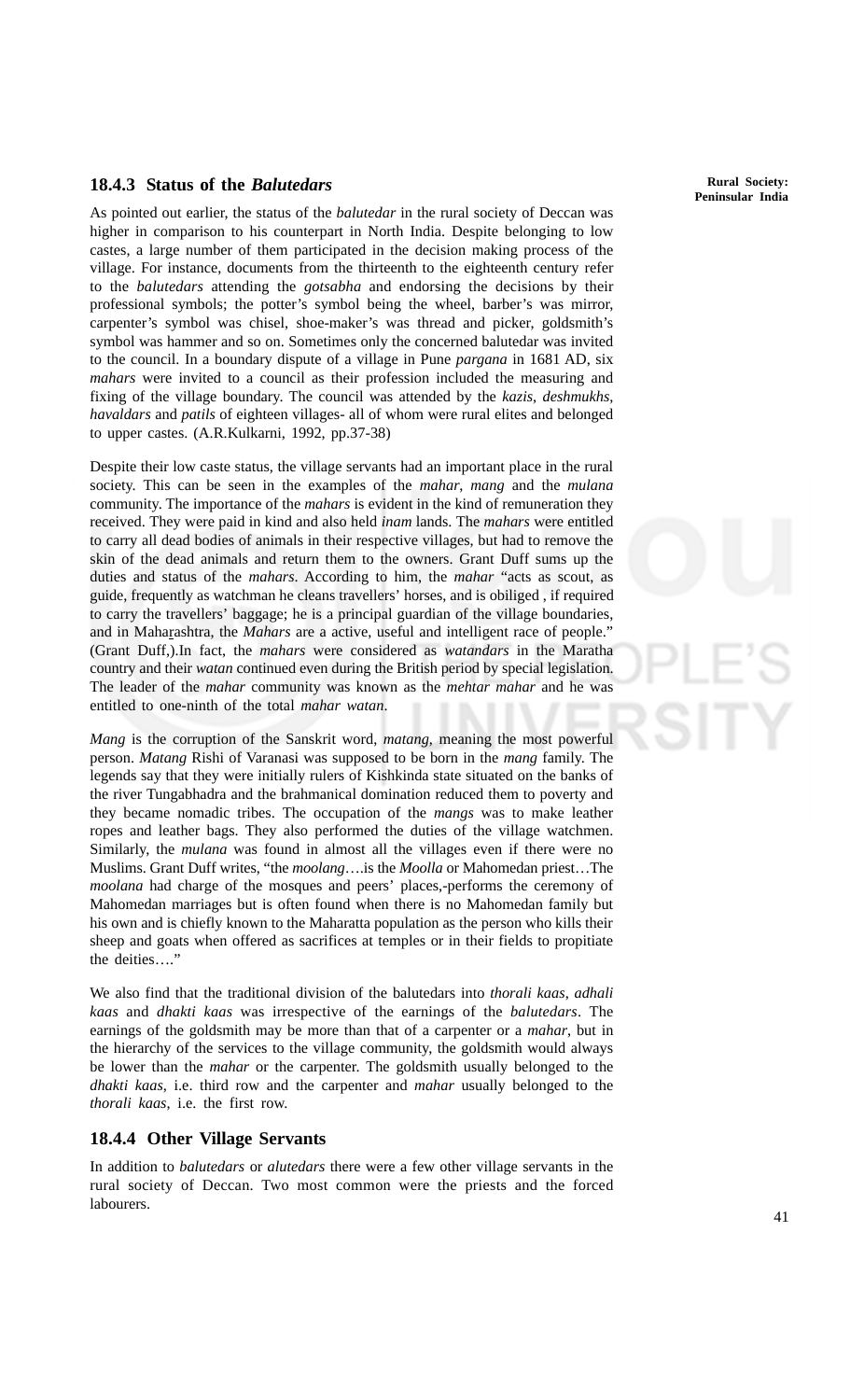### 18.4.3 Status of the *Balutedars*

As pointed out earlier, the status of the *balutedar* in the rural society of Deccan was higher in comparison to his counterpart in North India. Despite belonging to low castes, a large number of them participated in the decision making process of the village. For instance, documents from the thirteenth to the eighteenth century refer to the *balutedars* attending the *gotsabha* and endorsing the decisions by their professional symbols; the potter's symbol being the wheel, barber's was mirror, carpenter's symbol was chisel, shoe-maker's was thread and picker, goldsmith's symbol was hammer and so on. Sometimes only the concerned balutedar was invited to the council. In a boundary dispute of a village in Pune *pargana* in 1681 AD, six *mahars* were invited to a council as their profession included the measuring and fixing of the village boundary. The council was attended by the *kazis*, *deshmukhs*, *havaldars* and *patils* of eighteen villages- all of whom were rural elites and belonged to upper castes. (A.R.Kulkarni, 1992, pp.37-38)

Despite their low caste status, the village servants had an important place in the rural society. This can be seen in the examples of the *mahar*, *mang* and the *mulana* community. The importance of the *mahars* is evident in the kind of remuneration they received. They were paid in kind and also held *inam* lands. The *mahars* were entitled to carry all dead bodies of animals in their respective villages, but had to remove the skin of the dead animals and return them to the owners. Grant Duff sums up the duties and status of the *mahars*. According to him, the *mahar* "acts as scout, as guide, frequently as watchman he cleans travellers' horses, and is obiliged , if required to carry the travellers' baggage; he is a principal guardian of the village boundaries, and in Maharashtra, the *Mahars* are a active, useful and intelligent race of people." (Grant Duff,).In fact, the *mahars* were considered as *watandars* in the Maratha country and their *watan* continued even during the British period by special legislation. The leader of the *mahar* community was known as the *mehtar mahar* and he was entitled to one-ninth of the total *mahar watan*.

*Mang* is the corruption of the Sanskrit word, *matang*, meaning the most powerful person. *Matang* Rishi of Varanasi was supposed to be born in the *mang* family. The legends say that they were initially rulers of Kishkinda state situated on the banks of the river Tungabhadra and the brahmanical domination reduced them to poverty and they became nomadic tribes. The occupation of the *mangs* was to make leather ropes and leather bags. They also performed the duties of the village watchmen. Similarly, the *mulana* was found in almost all the villages even if there were no Muslims. Grant Duff writes, "the *moolang*….is the *Moolla* or Mahomedan priest…The *moolana* had charge of the mosques and peers' places,-performs the ceremony of Mahomedan marriages but is often found when there is no Mahomedan family but his own and is chiefly known to the Maharatta population as the person who kills their sheep and goats when offered as sacrifices at temples or in their fields to propitiate the deities…."

We also find that the traditional division of the balutedars into *thorali kaas*, *adhali kaas* and *dhakti kaas* was irrespective of the earnings of the *balutedars*. The earnings of the goldsmith may be more than that of a carpenter or a *mahar*, but in the hierarchy of the services to the village community, the goldsmith would always be lower than the *mahar* or the carpenter. The goldsmith usually belonged to the *dhakti kaas*, i.e. third row and the carpenter and *mahar* usually belonged to the *thorali kaas*, i.e. the first row.

### 18.4.4 Other Village Servants

In addition to *balutedars* or *alutedars* there were a few other village servants in the rural society of Deccan. Two most common were the priests and the forced labourers.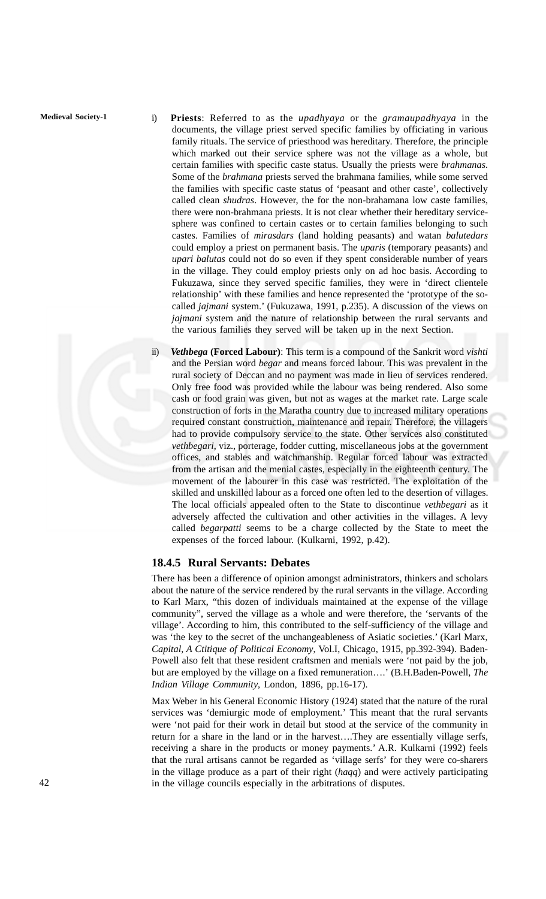i) **Priests**: Referred to as the *upadhyaya* or the *gramaupadhyaya* in the documents, the village priest served specific families by officiating in various family rituals. The service of priesthood was hereditary. Therefore, the principle which marked out their service sphere was not the village as a whole, but certain families with specific caste status. Usually the priests were *brahmanas*. Some of the *brahmana* priests served the brahmana families, while some served the families with specific caste status of 'peasant and other caste', collectively called clean *shudras*. However, the for the non-brahamana low caste families, there were non-brahmana priests. It is not clear whether their hereditary service-sphere was confined to certain castes or to certain families belonging to such castes. Families of *mirasdars* (land holding peasants) and watan *balutedars* could employ a priest on permanent basis. The *uparis* (temporary peasants) and *upari balutas* could not do so even if they spent considerable number of years in the village. They could employ priests only on ad hoc basis. According to Fukuzawa, since they served specific families, they were in 'direct clientele relationship' with these families and hence represented the 'prototype of the so-called *jajmani* system.' (Fukuzawa, 1991, p.235). A discussion of the views on *jajmani* system and the nature of relationship between the rural servants and the various families they served will be taken up in the next Section.

ii) ***Vethbega* (Forced Labour)**: This term is a compound of the Sankrit word *vishti* and the Persian word *begar* and means forced labour. This was prevalent in the rural society of Deccan and no payment was made in lieu of services rendered. Only free food was provided while the labour was being rendered. Also some cash or food grain was given, but not as wages at the market rate. Large scale construction of forts in the Maratha country due to increased military operations required constant construction, maintenance and repair. Therefore, the villagers had to provide compulsory service to the state. Other services also constituted *vethbegari*, viz., porterage, fodder cutting, miscellaneous jobs at the government offices, and stables and watchmanship. Regular forced labour was extracted from the artisan and the menial castes, especially in the eighteenth century. The movement of the labourer in this case was restricted. The exploitation of the skilled and unskilled labour as a forced one often led to the desertion of villages. The local officials appealed often to the State to discontinue *vethbegari* as it adversely affected the cultivation and other activities in the villages. A levy called *begarpatti* seems to be a charge collected by the State to meet the expenses of the forced labour. (Kulkarni, 1992, p.42).

### 18.4.5 Rural Servants: Debates

There has been a difference of opinion amongst administrators, thinkers and scholars about the nature of the service rendered by the rural servants in the village. According to Karl Marx, "this dozen of individuals maintained at the expense of the village community", served the village as a whole and were therefore, the 'servants of the village'. According to him, this contributed to the self-sufficiency of the village and was 'the key to the secret of the unchangeableness of Asiatic societies.' (Karl Marx, *Capital, A Ctitique of Political Economy*, Vol.I, Chicago, 1915, pp.392-394). Baden-Powell also felt that these resident craftsmen and menials were 'not paid by the job, but are employed by the village on a fixed remuneration….' (B.H.Baden-Powell, *The Indian Village Community*, London, 1896, pp.16-17).

Max Weber in his General Economic History (1924) stated that the nature of the rural services was 'demiurgic mode of employment.' This meant that the rural servants were 'not paid for their work in detail but stood at the service of the community in return for a share in the land or in the harvest….They are essentially village serfs, receiving a share in the products or money payments.' A.R. Kulkarni (1992) feels that the rural artisans cannot be regarded as 'village serfs' for they were co-sharers in the village produce as a part of their right (*haqq*) and were actively participating in the village councils especially in the arbitrations of disputes.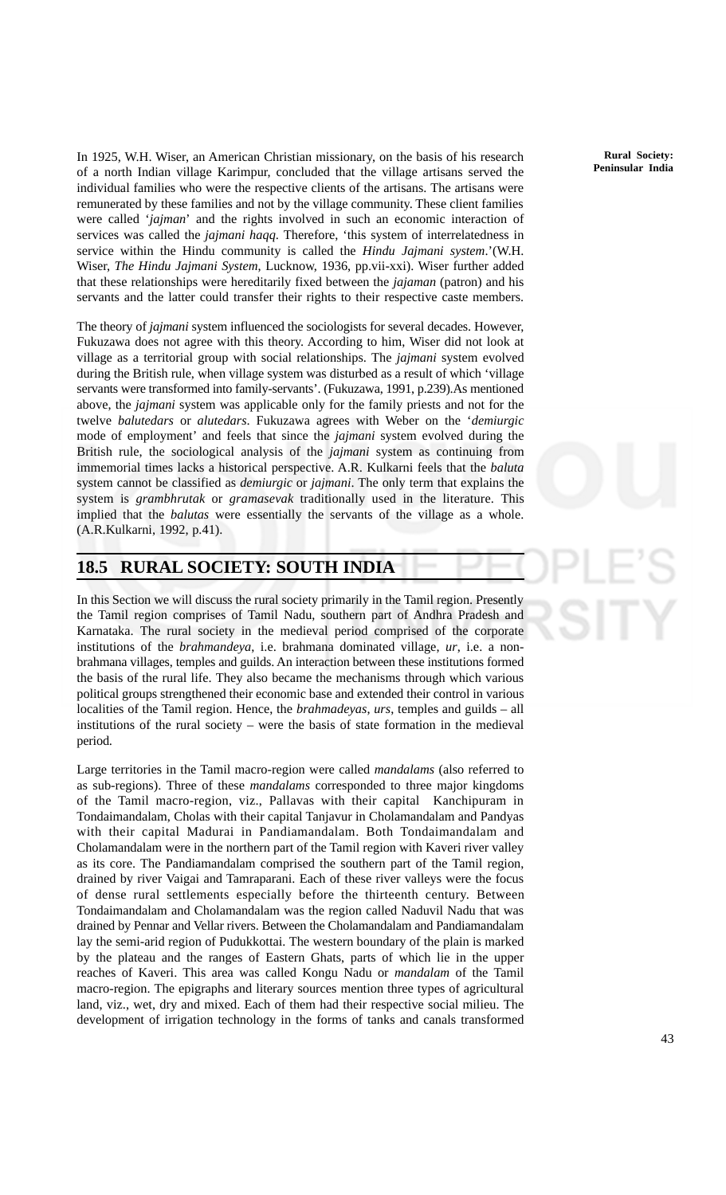In 1925, W.H. Wiser, an American Christian missionary, on the basis of his research of a north Indian village Karimpur, concluded that the village artisans served the individual families who were the respective clients of the artisans. The artisans were remunerated by these families and not by the village community. These client families were called '*jajman*' and the rights involved in such an economic interaction of services was called the *jajmani haqq*. Therefore, 'this system of interrelatedness in service within the Hindu community is called the *Hindu Jajmani system*.'(W.H. Wiser, *The Hindu Jajmani System*, Lucknow, 1936, pp.vii-xxi). Wiser further added that these relationships were hereditarily fixed between the *jajaman* (patron) and his servants and the latter could transfer their rights to their respective caste members.

The theory of *jajmani* system influenced the sociologists for several decades. However, Fukuzawa does not agree with this theory. According to him, Wiser did not look at village as a territorial group with social relationships. The *jajmani* system evolved during the British rule, when village system was disturbed as a result of which 'village servants were transformed into family-servants'. (Fukuzawa, 1991, p.239).As mentioned above, the *jajmani* system was applicable only for the family priests and not for the twelve *balutedars* or *alutedars*. Fukuzawa agrees with Weber on the '*demiurgic* mode of employment' and feels that since the *jajmani* system evolved during the British rule, the sociological analysis of the *jajmani* system as continuing from immemorial times lacks a historical perspective. A.R. Kulkarni feels that the *baluta* system cannot be classified as *demiurgic* or *jajmani*. The only term that explains the system is *grambhrutak* or *gramasevak* traditionally used in the literature. This implied that the *balutas* were essentially the servants of the village as a whole. (A.R.Kulkarni, 1992, p.41).

## 18.5 RURAL SOCIETY: SOUTH INDIA

In this Section we will discuss the rural society primarily in the Tamil region. Presently the Tamil region comprises of Tamil Nadu, southern part of Andhra Pradesh and Karnataka. The rural society in the medieval period comprised of the corporate institutions of the *brahmandeya*, i.e. brahmana dominated village, *ur*, i.e. a non-brahmana villages, temples and guilds. An interaction between these institutions formed the basis of the rural life. They also became the mechanisms through which various political groups strengthened their economic base and extended their control in various localities of the Tamil region. Hence, the *brahmadeyas*, *urs*, temples and guilds – all institutions of the rural society – were the basis of state formation in the medieval period.

Large territories in the Tamil macro-region were called *mandalams* (also referred to as sub-regions). Three of these *mandalams* corresponded to three major kingdoms of the Tamil macro-region, viz., Pallavas with their capital Kanchipuram in Tondaimandalam, Cholas with their capital Tanjavur in Cholamandalam and Pandyas with their capital Madurai in Pandiamandalam. Both Tondaimandalam and Cholamandalam were in the northern part of the Tamil region with Kaveri river valley as its core. The Pandiamandalam comprised the southern part of the Tamil region, drained by river Vaigai and Tamraparani. Each of these river valleys were the focus of dense rural settlements especially before the thirteenth century. Between Tondaimandalam and Cholamandalam was the region called Naduvil Nadu that was drained by Pennar and Vellar rivers. Between the Cholamandalam and Pandiamandalam lay the semi-arid region of Pudukkottai. The western boundary of the plain is marked by the plateau and the ranges of Eastern Ghats, parts of which lie in the upper reaches of Kaveri. This area was called Kongu Nadu or *mandalam* of the Tamil macro-region. The epigraphs and literary sources mention three types of agricultural land, viz., wet, dry and mixed. Each of them had their respective social milieu. The development of irrigation technology in the forms of tanks and canals transformed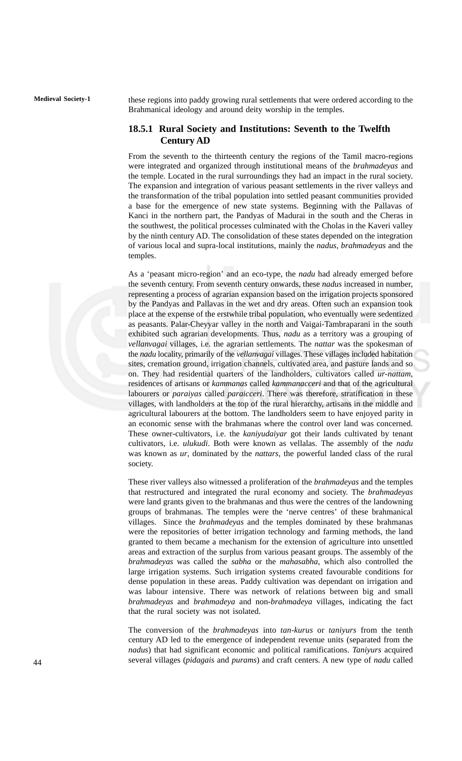these regions into paddy growing rural settlements that were ordered according to the Brahmanical ideology and around deity worship in the temples.

### 18.5.1 Rural Society and Institutions: Seventh to the Twelfth Century AD

From the seventh to the thirteenth century the regions of the Tamil macro-regions were integrated and organized through institutional means of the *brahmadeyas* and the temple. Located in the rural surroundings they had an impact in the rural society. The expansion and integration of various peasant settlements in the river valleys and the transformation of the tribal population into settled peasant communities provided a base for the emergence of new state systems. Beginning with the Pallavas of Kanci in the northern part, the Pandyas of Madurai in the south and the Cheras in the southwest, the political processes culminated with the Cholas in the Kaveri valley by the ninth century AD. The consolidation of these states depended on the integration of various local and supra-local institutions, mainly the *nadus*, *brahmadeyas* and the temples.

As a 'peasant micro-region' and an eco-type, the *nadu* had already emerged before the seventh century. From seventh century onwards, these *nadus* increased in number, representing a process of agrarian expansion based on the irrigation projects sponsored by the Pandyas and Pallavas in the wet and dry areas. Often such an expansion took place at the expense of the erstwhile tribal population, who eventually were sedentized as peasants. Palar-Cheyyar valley in the north and Vaigai-Tambraparani in the south exhibited such agrarian developments. Thus, *nadu* as a territory was a grouping of *vellanvagai* villages, i.e. the agrarian settlements. The *nattar* was the spokesman of the *nadu* locality, primarily of the *vellanvagai* villages. These villages included habitation sites, cremation ground, irrigation channels, cultivated area, and pasture lands and so on. They had residential quarters of the landholders, cultivators called *ur-nattam*, residences of artisans or *kammanas* called *kammanacceri* and that of the agricultural labourers or *paraiyas* called *paraicceri*. There was therefore, stratification in these villages, with landholders at the top of the rural hierarchy, artisans in the middle and agricultural labourers at the bottom. The landholders seem to have enjoyed parity in an economic sense with the brahmanas where the control over land was concerned. These owner-cultivators, i.e. the *kaniyudaiyar* got their lands cultivated by tenant cultivators, i.e. *ulukudi*. Both were known as vellalas. The assembly of the *nadu* was known as *ur*, dominated by the *nattars*, the powerful landed class of the rural society.

These river valleys also witnessed a proliferation of the *brahmadeyas* and the temples that restructured and integrated the rural economy and society. The *brahmadeyas* were land grants given to the brahmanas and thus were the centres of the landowning groups of brahmanas. The temples were the 'nerve centres' of these brahmanical villages. Since the *brahmadeyas* and the temples dominated by these brahmanas were the repositories of better irrigation technology and farming methods, the land granted to them became a mechanism for the extension of agriculture into unsettled areas and extraction of the surplus from various peasant groups. The assembly of the *brahmadeyas* was called the *sabha* or the *mahasabha*, which also controlled the large irrigation systems. Such irrigation systems created favourable conditions for dense population in these areas. Paddy cultivation was dependant on irrigation and was labour intensive. There was network of relations between big and small *brahmadeyas* and *brahmadeya* and non-*brahmadeya* villages, indicating the fact that the rural society was not isolated.

The conversion of the *brahmadeyas* into *tan-kurus* or *taniyurs* from the tenth century AD led to the emergence of independent revenue units (separated from the *nadus*) that had significant economic and political ramifications. *Taniyurs* acquired several villages (*pidagais* and *purams*) and craft centers. A new type of *nadu* called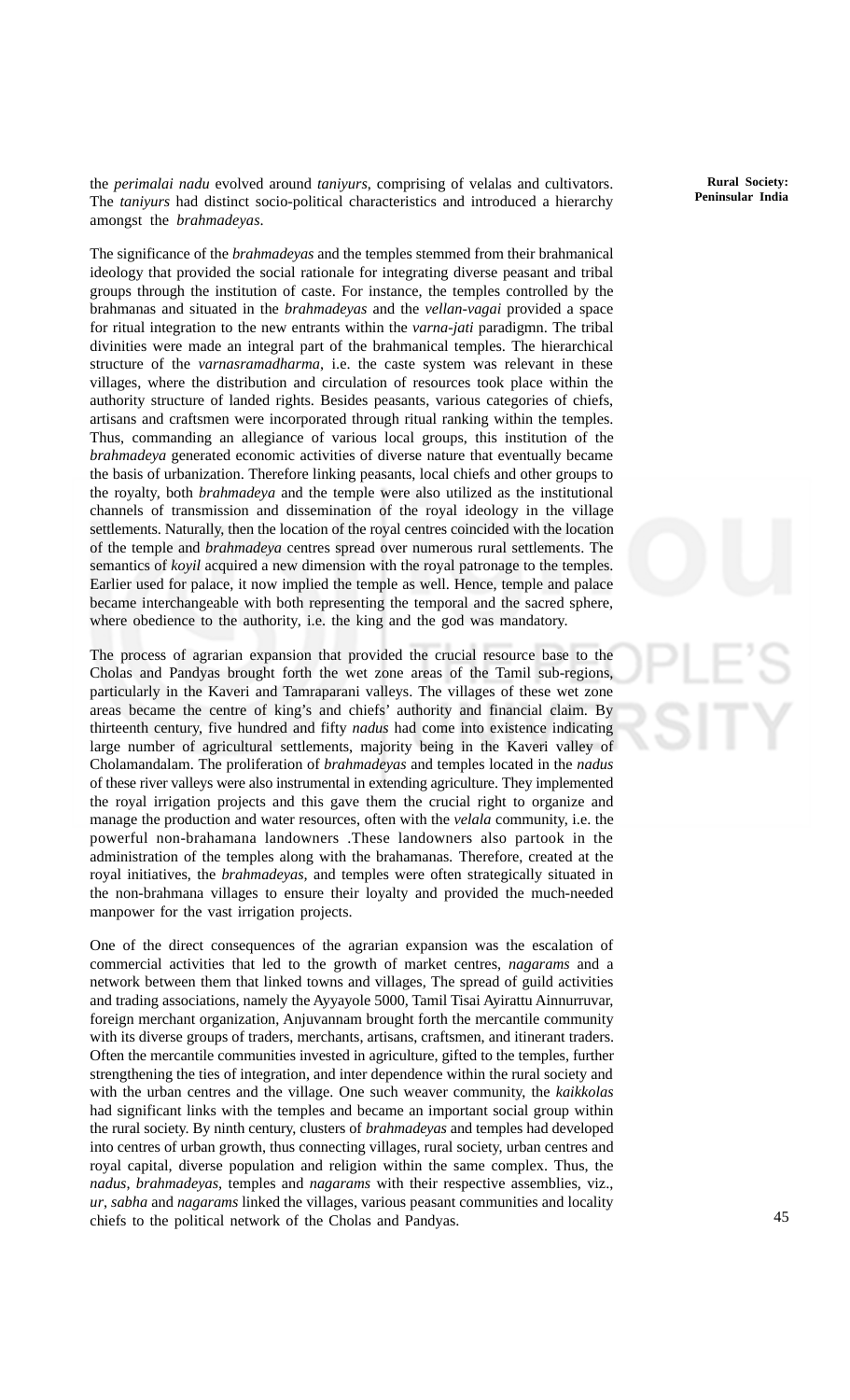the *perimalai nadu* evolved around *taniyurs*, comprising of velalas and cultivators. The *taniyurs* had distinct socio-political characteristics and introduced a hierarchy amongst the *brahmadeyas*.

The significance of the *brahmadeyas* and the temples stemmed from their brahmanical ideology that provided the social rationale for integrating diverse peasant and tribal groups through the institution of caste. For instance, the temples controlled by the brahmanas and situated in the *brahmadeyas* and the *vellan-vagai* provided a space for ritual integration to the new entrants within the *varna-jati* paradigmn. The tribal divinities were made an integral part of the brahmanical temples. The hierarchical structure of the *varnasramadharma*, i.e. the caste system was relevant in these villages, where the distribution and circulation of resources took place within the authority structure of landed rights. Besides peasants, various categories of chiefs, artisans and craftsmen were incorporated through ritual ranking within the temples. Thus, commanding an allegiance of various local groups, this institution of the *brahmadeya* generated economic activities of diverse nature that eventually became the basis of urbanization. Therefore linking peasants, local chiefs and other groups to the royalty, both *brahmadeya* and the temple were also utilized as the institutional channels of transmission and dissemination of the royal ideology in the village settlements. Naturally, then the location of the royal centres coincided with the location of the temple and *brahmadeya* centres spread over numerous rural settlements. The semantics of *koyil* acquired a new dimension with the royal patronage to the temples. Earlier used for palace, it now implied the temple as well. Hence, temple and palace became interchangeable with both representing the temporal and the sacred sphere, where obedience to the authority, i.e. the king and the god was mandatory.

The process of agrarian expansion that provided the crucial resource base to the Cholas and Pandyas brought forth the wet zone areas of the Tamil sub-regions, particularly in the Kaveri and Tamraparani valleys. The villages of these wet zone areas became the centre of king's and chiefs' authority and financial claim. By thirteenth century, five hundred and fifty *nadus* had come into existence indicating large number of agricultural settlements, majority being in the Kaveri valley of Cholamandalam. The proliferation of *brahmadeyas* and temples located in the *nadus* of these river valleys were also instrumental in extending agriculture. They implemented the royal irrigation projects and this gave them the crucial right to organize and manage the production and water resources, often with the *velala* community, i.e. the powerful non-brahamana landowners .These landowners also partook in the administration of the temples along with the brahamanas. Therefore, created at the royal initiatives, the *brahmadeyas*, and temples were often strategically situated in the non-brahmana villages to ensure their loyalty and provided the much-needed manpower for the vast irrigation projects.

One of the direct consequences of the agrarian expansion was the escalation of commercial activities that led to the growth of market centres, *nagarams* and a network between them that linked towns and villages, The spread of guild activities and trading associations, namely the Ayyayole 5000, Tamil Tisai Ayirattu Ainnurruvar, foreign merchant organization, Anjuvannam brought forth the mercantile community with its diverse groups of traders, merchants, artisans, craftsmen, and itinerant traders. Often the mercantile communities invested in agriculture, gifted to the temples, further strengthening the ties of integration, and inter dependence within the rural society and with the urban centres and the village. One such weaver community, the *kaikkolas* had significant links with the temples and became an important social group within the rural society. By ninth century, clusters of *brahmadeyas* and temples had developed into centres of urban growth, thus connecting villages, rural society, urban centres and royal capital, diverse population and religion within the same complex. Thus, the *nadus*, *brahmadeyas*, temples and *nagarams* with their respective assemblies, viz., *ur*, *sabha* and *nagarams* linked the villages, various peasant communities and locality chiefs to the political network of the Cholas and Pandyas.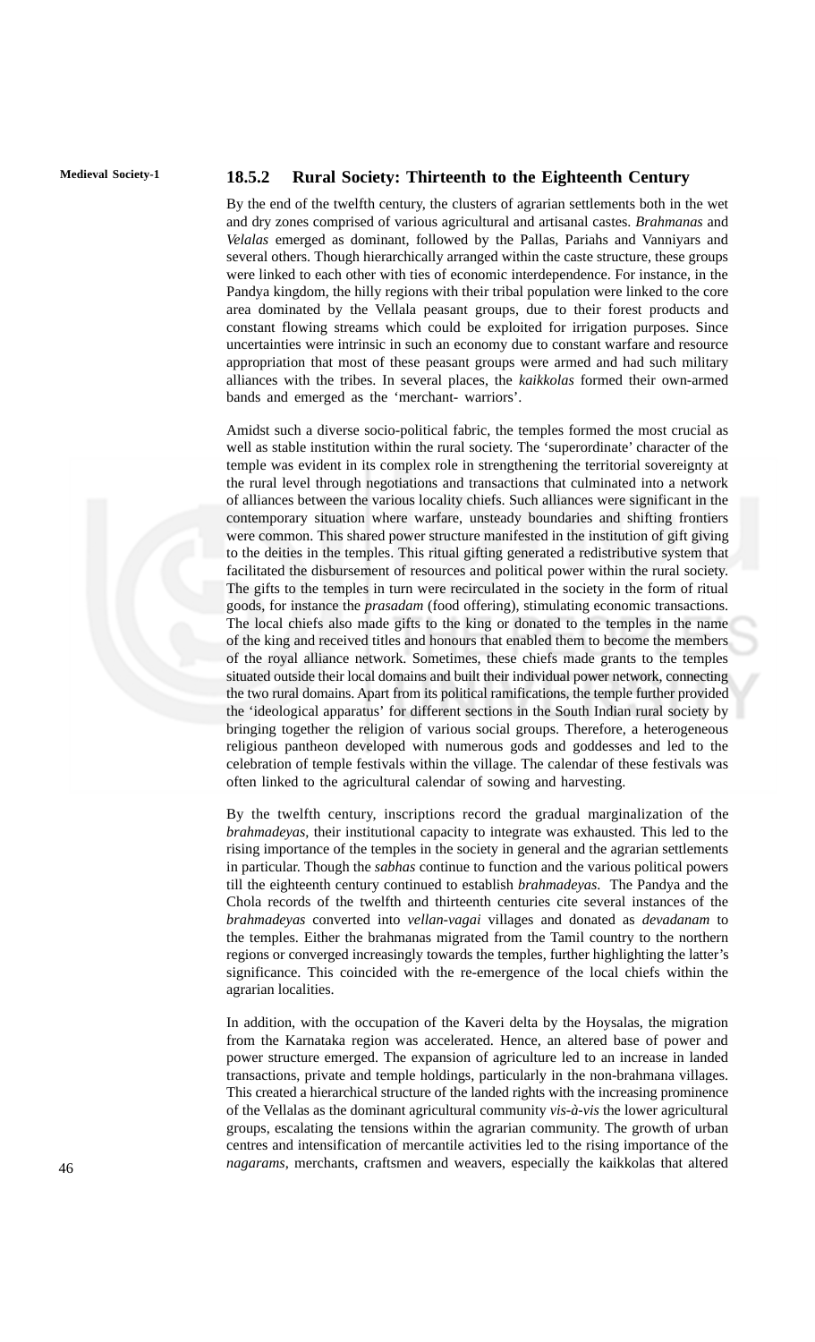### 18.5.2 Rural Society: Thirteenth to the Eighteenth Century

By the end of the twelfth century, the clusters of agrarian settlements both in the wet and dry zones comprised of various agricultural and artisanal castes. *Brahmanas* and *Velalas* emerged as dominant, followed by the Pallas, Pariahs and Vanniyars and several others. Though hierarchically arranged within the caste structure, these groups were linked to each other with ties of economic interdependence. For instance, in the Pandya kingdom, the hilly regions with their tribal population were linked to the core area dominated by the Vellala peasant groups, due to their forest products and constant flowing streams which could be exploited for irrigation purposes. Since uncertainties were intrinsic in such an economy due to constant warfare and resource appropriation that most of these peasant groups were armed and had such military alliances with the tribes. In several places, the *kaikkolas* formed their own-armed bands and emerged as the 'merchant- warriors'.

Amidst such a diverse socio-political fabric, the temples formed the most crucial as well as stable institution within the rural society. The 'superordinate' character of the temple was evident in its complex role in strengthening the territorial sovereignty at the rural level through negotiations and transactions that culminated into a network of alliances between the various locality chiefs. Such alliances were significant in the contemporary situation where warfare, unsteady boundaries and shifting frontiers were common. This shared power structure manifested in the institution of gift giving to the deities in the temples. This ritual gifting generated a redistributive system that facilitated the disbursement of resources and political power within the rural society. The gifts to the temples in turn were recirculated in the society in the form of ritual goods, for instance the *prasadam* (food offering), stimulating economic transactions. The local chiefs also made gifts to the king or donated to the temples in the name of the king and received titles and honours that enabled them to become the members of the royal alliance network. Sometimes, these chiefs made grants to the temples situated outside their local domains and built their individual power network, connecting the two rural domains. Apart from its political ramifications, the temple further provided the 'ideological apparatus' for different sections in the South Indian rural society by bringing together the religion of various social groups. Therefore, a heterogeneous religious pantheon developed with numerous gods and goddesses and led to the celebration of temple festivals within the village. The calendar of these festivals was often linked to the agricultural calendar of sowing and harvesting.

By the twelfth century, inscriptions record the gradual marginalization of the *brahmadeyas*, their institutional capacity to integrate was exhausted. This led to the rising importance of the temples in the society in general and the agrarian settlements in particular. Though the *sabhas* continue to function and the various political powers till the eighteenth century continued to establish *brahmadeyas*. The Pandya and the Chola records of the twelfth and thirteenth centuries cite several instances of the *brahmadeyas* converted into *vellan-vagai* villages and donated as *devadanam* to the temples. Either the brahmanas migrated from the Tamil country to the northern regions or converged increasingly towards the temples, further highlighting the latter's significance. This coincided with the re-emergence of the local chiefs within the agrarian localities.

In addition, with the occupation of the Kaveri delta by the Hoysalas, the migration from the Karnataka region was accelerated. Hence, an altered base of power and power structure emerged. The expansion of agriculture led to an increase in landed transactions, private and temple holdings, particularly in the non-brahmana villages. This created a hierarchical structure of the landed rights with the increasing prominence of the Vellalas as the dominant agricultural community *vis-à-vis* the lower agricultural groups, escalating the tensions within the agrarian community. The growth of urban centres and intensification of mercantile activities led to the rising importance of the *nagarams*, merchants, craftsmen and weavers, especially the kaikkolas that altered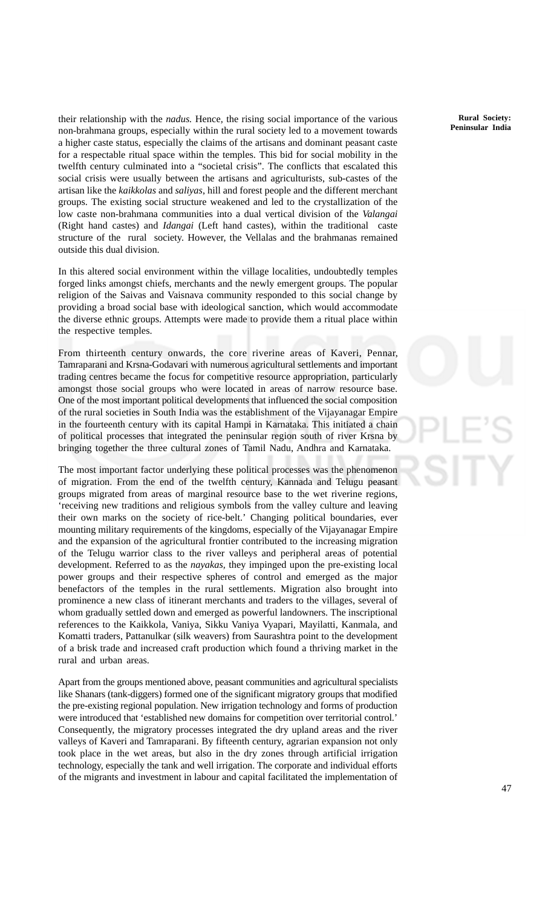their relationship with the *nadus.* Hence, the rising social importance of the various non-brahmana groups, especially within the rural society led to a movement towards a higher caste status, especially the claims of the artisans and dominant peasant caste for a respectable ritual space within the temples. This bid for social mobility in the twelfth century culminated into a "societal crisis". The conflicts that escalated this social crisis were usually between the artisans and agriculturists, sub-castes of the artisan like the *kaikkolas* and *saliyas*, hill and forest people and the different merchant groups. The existing social structure weakened and led to the crystallization of the low caste non-brahmana communities into a dual vertical division of the *Valangai* (Right hand castes) and *Idangai* (Left hand castes), within the traditional caste structure of the rural society. However, the Vellalas and the brahmanas remained outside this dual division.

In this altered social environment within the village localities, undoubtedly temples forged links amongst chiefs, merchants and the newly emergent groups. The popular religion of the Saivas and Vaisnava community responded to this social change by providing a broad social base with ideological sanction, which would accommodate the diverse ethnic groups. Attempts were made to provide them a ritual place within the respective temples.

From thirteenth century onwards, the core riverine areas of Kaveri, Pennar, Tamraparani and Krsna-Godavari with numerous agricultural settlements and important trading centres became the focus for competitive resource appropriation, particularly amongst those social groups who were located in areas of narrow resource base. One of the most important political developments that influenced the social composition of the rural societies in South India was the establishment of the Vijayanagar Empire in the fourteenth century with its capital Hampi in Karnataka. This initiated a chain of political processes that integrated the peninsular region south of river Krsna by bringing together the three cultural zones of Tamil Nadu, Andhra and Karnataka.

The most important factor underlying these political processes was the phenomenon of migration. From the end of the twelfth century, Kannada and Telugu peasant groups migrated from areas of marginal resource base to the wet riverine regions, 'receiving new traditions and religious symbols from the valley culture and leaving their own marks on the society of rice-belt.' Changing political boundaries, ever mounting military requirements of the kingdoms, especially of the Vijayanagar Empire and the expansion of the agricultural frontier contributed to the increasing migration of the Telugu warrior class to the river valleys and peripheral areas of potential development. Referred to as the *nayakas*, they impinged upon the pre-existing local power groups and their respective spheres of control and emerged as the major benefactors of the temples in the rural settlements. Migration also brought into prominence a new class of itinerant merchants and traders to the villages, several of whom gradually settled down and emerged as powerful landowners. The inscriptional references to the Kaikkola, Vaniya, Sikku Vaniya Vyapari, Mayilatti, Kanmala, and Komatti traders, Pattanulkar (silk weavers) from Saurashtra point to the development of a brisk trade and increased craft production which found a thriving market in the rural and urban areas.

Apart from the groups mentioned above, peasant communities and agricultural specialists like Shanars (tank-diggers) formed one of the significant migratory groups that modified the pre-existing regional population. New irrigation technology and forms of production were introduced that 'established new domains for competition over territorial control.' Consequently, the migratory processes integrated the dry upland areas and the river valleys of Kaveri and Tamraparani. By fifteenth century, agrarian expansion not only took place in the wet areas, but also in the dry zones through artificial irrigation technology, especially the tank and well irrigation. The corporate and individual efforts of the migrants and investment in labour and capital facilitated the implementation of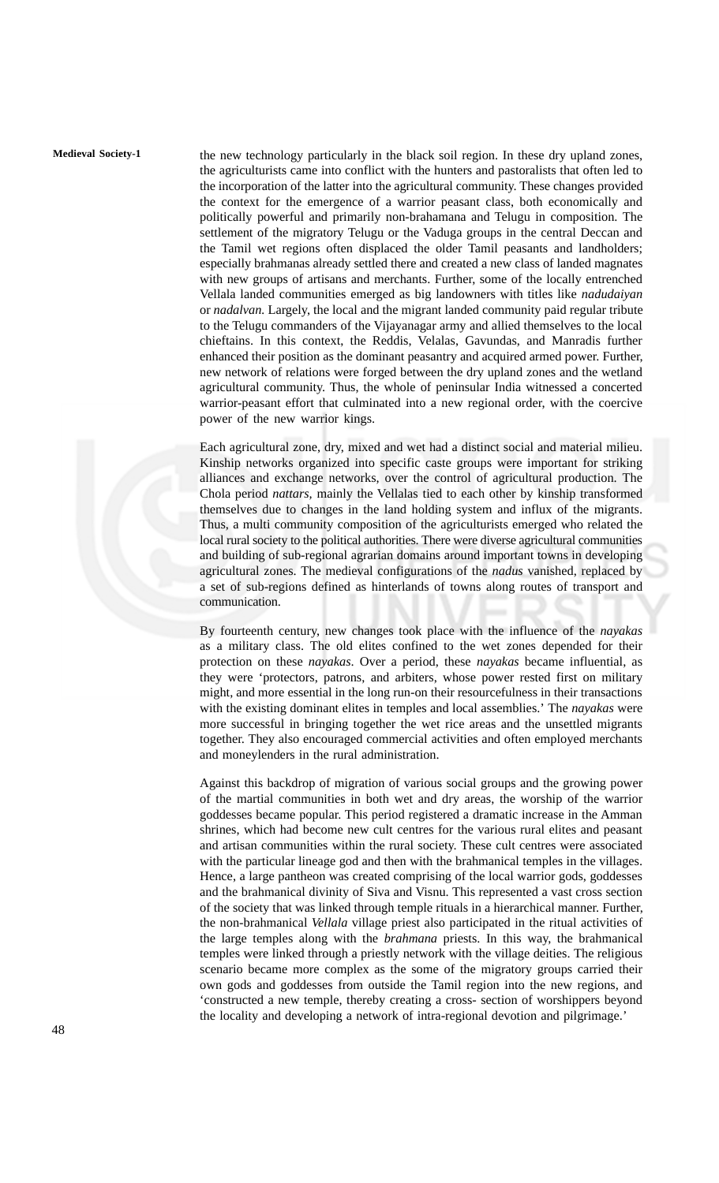the new technology particularly in the black soil region. In these dry upland zones, the agriculturists came into conflict with the hunters and pastoralists that often led to the incorporation of the latter into the agricultural community. These changes provided the context for the emergence of a warrior peasant class, both economically and politically powerful and primarily non-brahamana and Telugu in composition. The settlement of the migratory Telugu or the Vaduga groups in the central Deccan and the Tamil wet regions often displaced the older Tamil peasants and landholders; especially brahmanas already settled there and created a new class of landed magnates with new groups of artisans and merchants. Further, some of the locally entrenched Vellala landed communities emerged as big landowners with titles like *nadudaiyan* or *nadalvan*. Largely, the local and the migrant landed community paid regular tribute to the Telugu commanders of the Vijayanagar army and allied themselves to the local chieftains. In this context, the Reddis, Velalas, Gavundas, and Manradis further enhanced their position as the dominant peasantry and acquired armed power. Further, new network of relations were forged between the dry upland zones and the wetland agricultural community. Thus, the whole of peninsular India witnessed a concerted warrior-peasant effort that culminated into a new regional order, with the coercive power of the new warrior kings.

Each agricultural zone, dry, mixed and wet had a distinct social and material milieu. Kinship networks organized into specific caste groups were important for striking alliances and exchange networks, over the control of agricultural production. The Chola period *nattars*, mainly the Vellalas tied to each other by kinship transformed themselves due to changes in the land holding system and influx of the migrants. Thus, a multi community composition of the agriculturists emerged who related the local rural society to the political authorities. There were diverse agricultural communities and building of sub-regional agrarian domains around important towns in developing agricultural zones. The medieval configurations of the *nadus* vanished, replaced by a set of sub-regions defined as hinterlands of towns along routes of transport and communication.

By fourteenth century, new changes took place with the influence of the *nayakas* as a military class. The old elites confined to the wet zones depended for their protection on these *nayakas*. Over a period, these *nayakas* became influential, as they were 'protectors, patrons, and arbiters, whose power rested first on military might, and more essential in the long run-on their resourcefulness in their transactions with the existing dominant elites in temples and local assemblies.' The *nayakas* were more successful in bringing together the wet rice areas and the unsettled migrants together. They also encouraged commercial activities and often employed merchants and moneylenders in the rural administration.

Against this backdrop of migration of various social groups and the growing power of the martial communities in both wet and dry areas, the worship of the warrior goddesses became popular. This period registered a dramatic increase in the Amman shrines, which had become new cult centres for the various rural elites and peasant and artisan communities within the rural society. These cult centres were associated with the particular lineage god and then with the brahmanical temples in the villages. Hence, a large pantheon was created comprising of the local warrior gods, goddesses and the brahmanical divinity of Siva and Visnu. This represented a vast cross section of the society that was linked through temple rituals in a hierarchical manner. Further, the non-brahmanical *Vellala* village priest also participated in the ritual activities of the large temples along with the *brahmana* priests. In this way, the brahmanical temples were linked through a priestly network with the village deities. The religious scenario became more complex as the some of the migratory groups carried their own gods and goddesses from outside the Tamil region into the new regions, and 'constructed a new temple, thereby creating a cross- section of worshippers beyond the locality and developing a network of intra-regional devotion and pilgrimage.'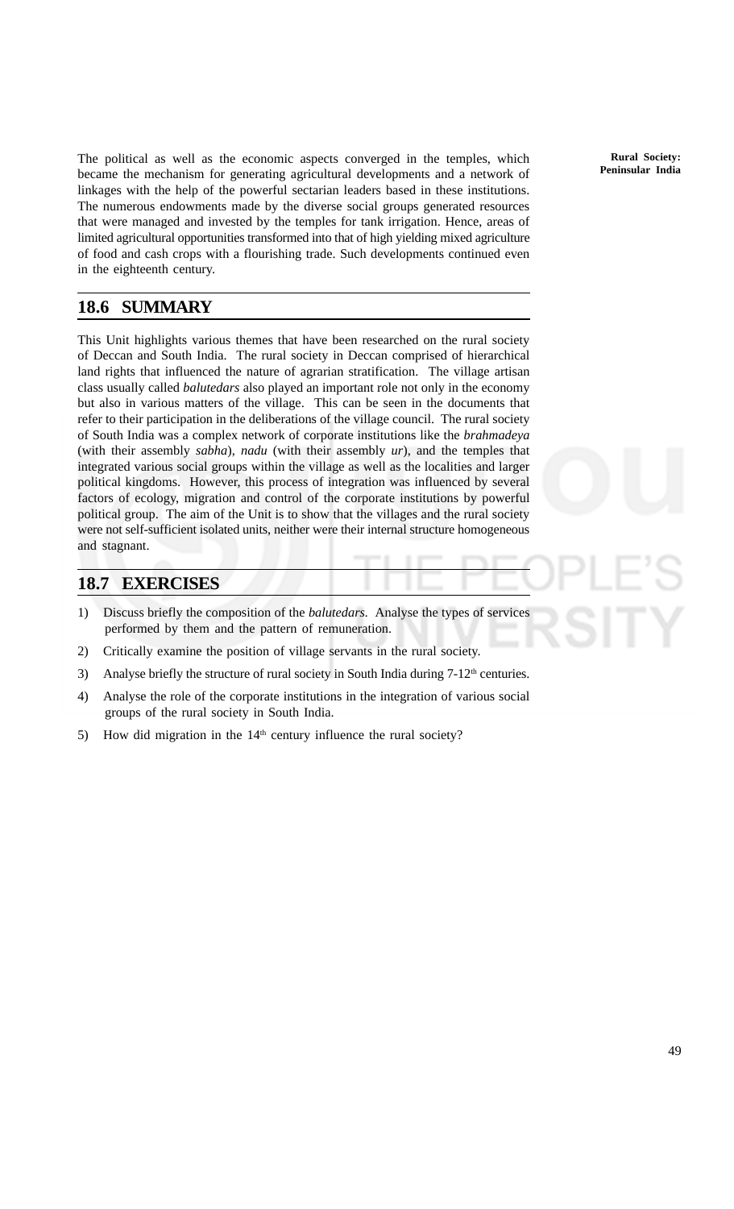The political as well as the economic aspects converged in the temples, which became the mechanism for generating agricultural developments and a network of linkages with the help of the powerful sectarian leaders based in these institutions. The numerous endowments made by the diverse social groups generated resources that were managed and invested by the temples for tank irrigation. Hence, areas of limited agricultural opportunities transformed into that of high yielding mixed agriculture of food and cash crops with a flourishing trade. Such developments continued even in the eighteenth century.

## 18.6 SUMMARY

This Unit highlights various themes that have been researched on the rural society of Deccan and South India. The rural society in Deccan comprised of hierarchical land rights that influenced the nature of agrarian stratification. The village artisan class usually called *balutedars* also played an important role not only in the economy but also in various matters of the village. This can be seen in the documents that refer to their participation in the deliberations of the village council. The rural society of South India was a complex network of corporate institutions like the *brahmadeya* (with their assembly *sabha*), *nadu* (with their assembly *ur*), and the temples that integrated various social groups within the village as well as the localities and larger political kingdoms. However, this process of integration was influenced by several factors of ecology, migration and control of the corporate institutions by powerful political group. The aim of the Unit is to show that the villages and the rural society were not self-sufficient isolated units, neither were their internal structure homogeneous and stagnant.

## 18.7 EXERCISES

1) Discuss briefly the composition of the *balutedars*. Analyse the types of services performed by them and the pattern of remuneration.
2) Critically examine the position of village servants in the rural society.
3) Analyse briefly the structure of rural society in South India during 7-12th centuries.
4) Analyse the role of the corporate institutions in the integration of various social groups of the rural society in South India.
5) How did migration in the 14th century influence the rural society?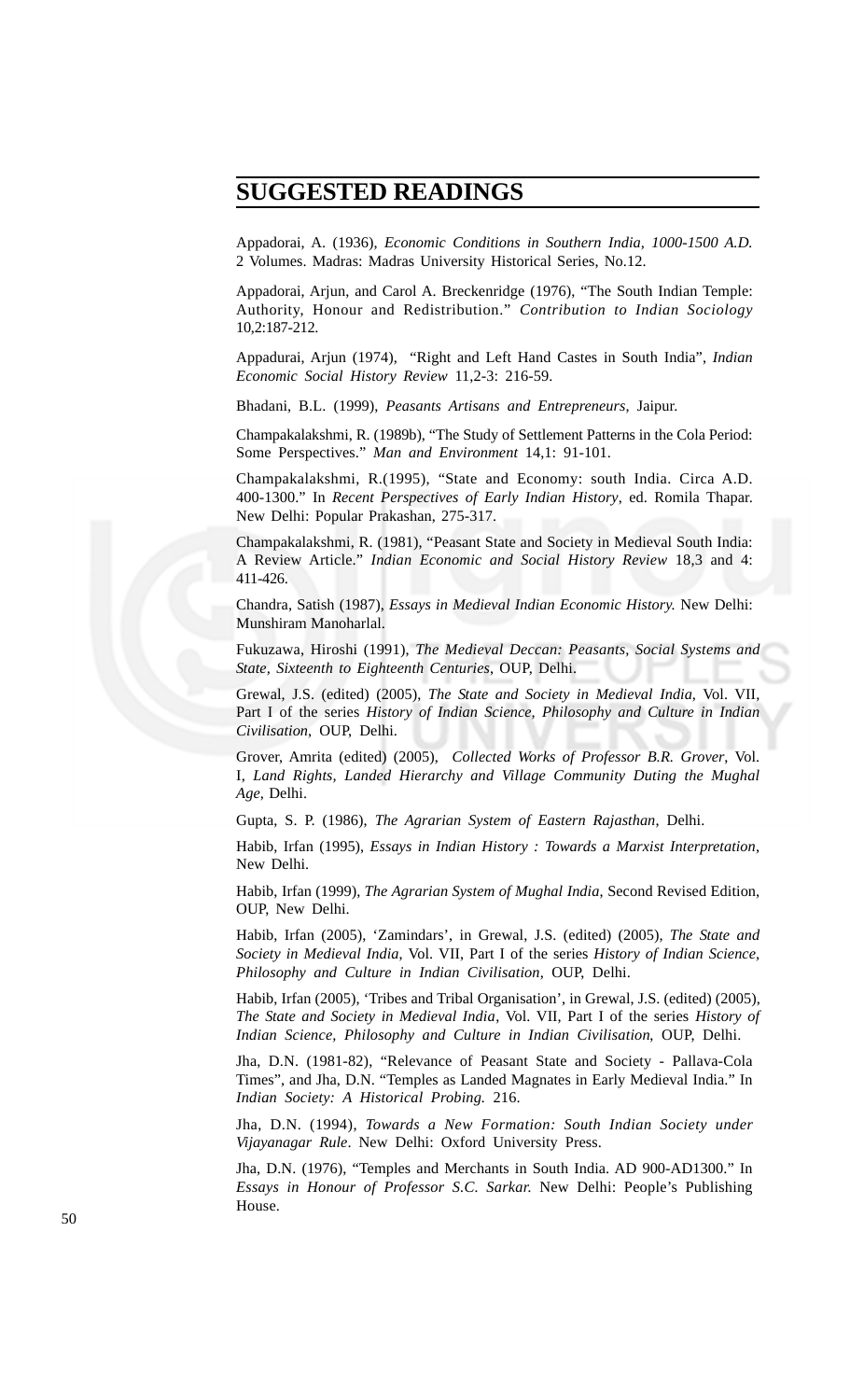## SUGGESTED READINGS

Appadorai, A. (1936), *Economic Conditions in Southern India, 1000-1500 A.D.* 2 Volumes. Madras: Madras University Historical Series, No.12.

Appadorai, Arjun, and Carol A. Breckenridge (1976), "The South Indian Temple: Authority, Honour and Redistribution." *Contribution to Indian Sociology* 10,2:187-212.

Appadurai, Arjun (1974), "Right and Left Hand Castes in South India", *Indian Economic Social History Review* 11,2-3: 216-59.

Bhadani, B.L. (1999), *Peasants Artisans and Entrepreneurs*, Jaipur.

Champakalakshmi, R. (1989b), "The Study of Settlement Patterns in the Cola Period: Some Perspectives." *Man and Environment* 14,1: 91-101.

Champakalakshmi, R.(1995), "State and Economy: south India. Circa A.D. 400-1300." In *Recent Perspectives of Early Indian History*, ed. Romila Thapar. New Delhi: Popular Prakashan, 275-317.

Champakalakshmi, R. (1981), "Peasant State and Society in Medieval South India: A Review Article." *Indian Economic and Social History Review* 18,3 and 4: 411-426.

Chandra, Satish (1987), *Essays in Medieval Indian Economic History.* New Delhi: Munshiram Manoharlal.

Fukuzawa, Hiroshi (1991), *The Medieval Deccan: Peasants, Social Systems and State, Sixteenth to Eighteenth Centuries*, OUP, Delhi.

Grewal, J.S. (edited) (2005), *The State and Society in Medieval India*, Vol. VII, Part I of the series *History of Indian Science, Philosophy and Culture in Indian Civilisation*, OUP, Delhi.

Grover, Amrita (edited) (2005), *Collected Works of Professor B.R. Grover*, Vol. I, *Land Rights, Landed Hierarchy and Village Community Duting the Mughal Age*, Delhi.

Gupta, S. P. (1986), *The Agrarian System of Eastern Rajasthan*, Delhi.

Habib, Irfan (1995), *Essays in Indian History : Towards a Marxist Interpretation*, New Delhi.

Habib, Irfan (1999), *The Agrarian System of Mughal India*, Second Revised Edition, OUP, New Delhi.

Habib, Irfan (2005), 'Zamindars', in Grewal, J.S. (edited) (2005), *The State and Society in Medieval India*, Vol. VII, Part I of the series *History of Indian Science, Philosophy and Culture in Indian Civilisation*, OUP, Delhi.

Habib, Irfan (2005), 'Tribes and Tribal Organisation', in Grewal, J.S. (edited) (2005), *The State and Society in Medieval India*, Vol. VII, Part I of the series *History of Indian Science, Philosophy and Culture in Indian Civilisation*, OUP, Delhi.

Jha, D.N. (1981-82), "Relevance of Peasant State and Society - Pallava-Cola Times", and Jha, D.N. "Temples as Landed Magnates in Early Medieval India." In *Indian Society: A Historical Probing.* 216.

Jha, D.N. (1994), *Towards a New Formation: South Indian Society under Vijayanagar Rule*. New Delhi: Oxford University Press.

Jha, D.N. (1976), "Temples and Merchants in South India. AD 900-AD1300." In *Essays in Honour of Professor S.C. Sarkar.* New Delhi: People's Publishing House.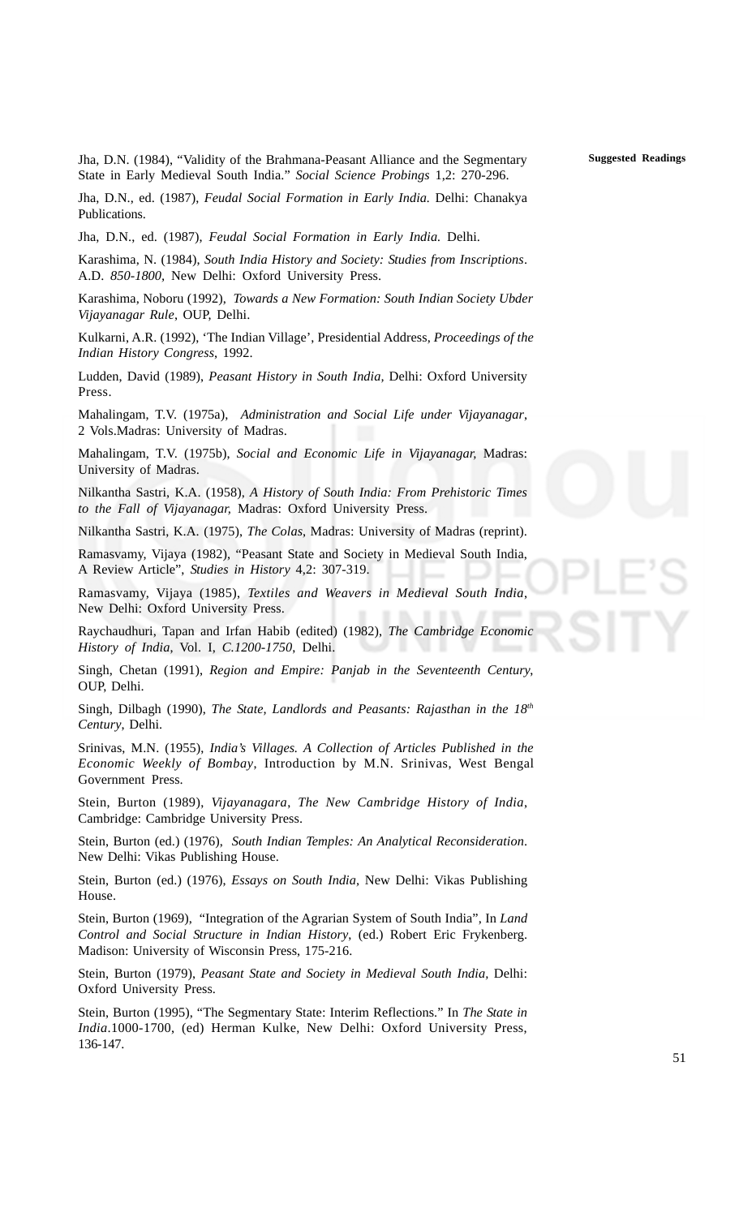Jha, D.N. (1984), "Validity of the Brahmana-Peasant Alliance and the Segmentary State in Early Medieval South India." *Social Science Probings* 1,2: 270-296.

Jha, D.N., ed. (1987), *Feudal Social Formation in Early India.* Delhi: Chanakya Publications.

Jha, D.N., ed. (1987), *Feudal Social Formation in Early India.* Delhi.

Karashima, N. (1984), *South India History and Society: Studies from Inscriptions*. A.D. *850-1800*, New Delhi: Oxford University Press.

Karashima, Noboru (1992), *Towards a New Formation: South Indian Society Ubder Vijayanagar Rule*, OUP, Delhi.

Kulkarni, A.R. (1992), 'The Indian Village', Presidential Address, *Proceedings of the Indian History Congress*, 1992.

Ludden, David (1989), *Peasant History in South India,* Delhi: Oxford University Press.

Mahalingam, T.V. (1975a), *Administration and Social Life under Vijayanagar*, 2 Vols.Madras: University of Madras.

Mahalingam, T.V. (1975b), *Social and Economic Life in Vijayanagar,* Madras: University of Madras.

Nilkantha Sastri, K.A. (1958), *A History of South India: From Prehistoric Times to the Fall of Vijayanagar,* Madras: Oxford University Press.

Nilkantha Sastri, K.A. (1975), *The Colas*, Madras: University of Madras (reprint).

Ramasvamy, Vijaya (1982), "Peasant State and Society in Medieval South India, A Review Article", *Studies in History* 4,2: 307-319.

Ramasvamy, Vijaya (1985), *Textiles and Weavers in Medieval South India*, New Delhi: Oxford University Press.

Raychaudhuri, Tapan and Irfan Habib (edited) (1982), *The Cambridge Economic History of India*, Vol. I, *C.1200-1750*, Delhi.

Singh, Chetan (1991), *Region and Empire: Panjab in the Seventeenth Century*, OUP, Delhi.

Singh, Dilbagh (1990), *The State, Landlords and Peasants: Rajasthan in the 18th Century*, Delhi.

Srinivas, M.N. (1955), *India's Villages. A Collection of Articles Published in the Economic Weekly of Bombay*, Introduction by M.N. Srinivas, West Bengal Government Press.

Stein, Burton (1989), *Vijayanagara*, *The New Cambridge History of India*, Cambridge: Cambridge University Press.

Stein, Burton (ed.) (1976), *South Indian Temples: An Analytical Reconsideration*. New Delhi: Vikas Publishing House.

Stein, Burton (ed.) (1976), *Essays on South India*, New Delhi: Vikas Publishing House.

Stein, Burton (1969), "Integration of the Agrarian System of South India", In *Land Control and Social Structure in Indian History*, (ed.) Robert Eric Frykenberg. Madison: University of Wisconsin Press, 175-216.

Stein, Burton (1979), *Peasant State and Society in Medieval South India*, Delhi: Oxford University Press.

Stein, Burton (1995), "The Segmentary State: Interim Reflections." In *The State in India*.1000-1700, (ed) Herman Kulke, New Delhi: Oxford University Press, 136-147.